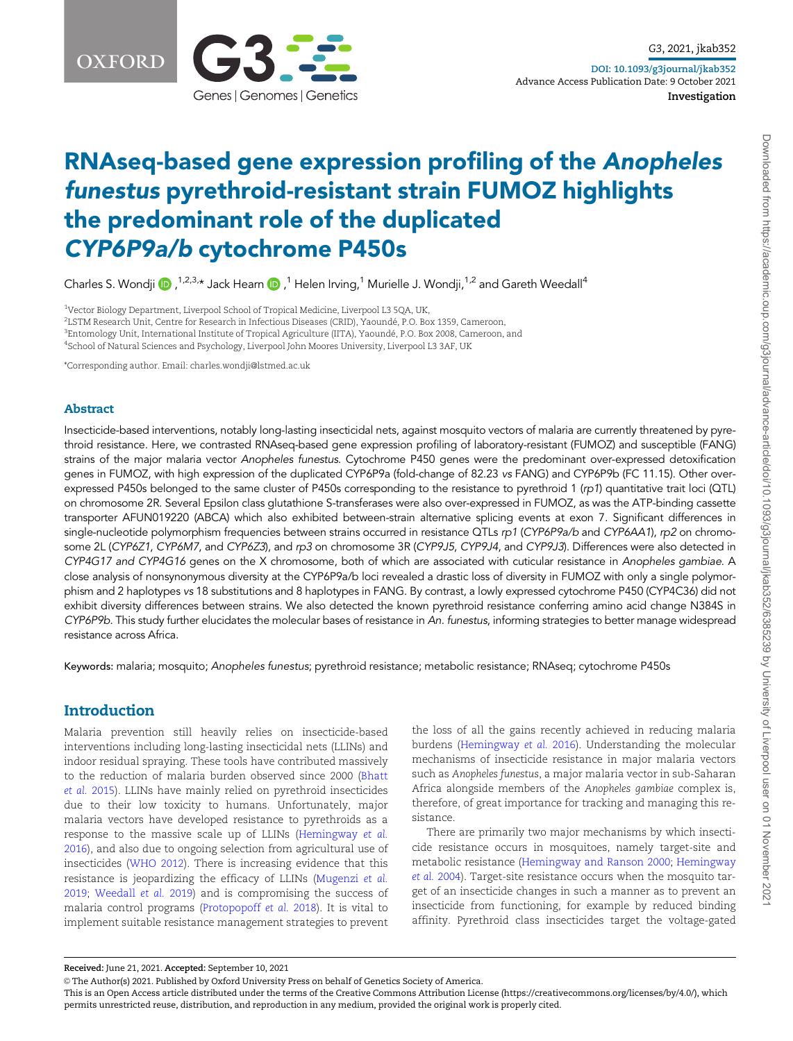# RNAseq-based gene expression profiling of the *Anopheles funestus* pyrethroid-resistant strain FUMOZ highlights the predominant role of the duplicated *CYP6P9a/b* cytochrome P450s

Charles S. Wondji [1,2,3,*], Jack Hearn [1], Helen Irving,[1] Murielle J. Wondji,[1,2] and Gareth Weedall[4]

[1]Vector Biology Department, Liverpool School of Tropical Medicine, Liverpool L3 5QA, UK,
[2]LSTM Research Unit, Centre for Research in Infectious Diseases (CRID), Yaoundé, P.O. Box 1359, Cameroon,
[3]Entomology Unit, International Institute of Tropical Agriculture (IITA), Yaoundé, P.O. Box 2008, Cameroon, and
[4]School of Natural Sciences and Psychology, Liverpool John Moores University, Liverpool L3 3AF, UK

*Corresponding author. Email: charles.wondji@lstmed.ac.uk

## Abstract

Insecticide-based interventions, notably long-lasting insecticidal nets, against mosquito vectors of malaria are currently threatened by pyrethroid resistance. Here, we contrasted RNAseq-based gene expression profiling of laboratory-resistant (FUMOZ) and susceptible (FANG) strains of the major malaria vector *Anopheles funestus*. Cytochrome P450 genes were the predominant over-expressed detoxification genes in FUMOZ, with high expression of the duplicated CYP6P9a (fold-change of 82.23 *vs* FANG) and CYP6P9b (FC 11.15). Other over-expressed P450s belonged to the same cluster of P450s corresponding to the resistance to pyrethroid 1 (*rp1*) quantitative trait loci (QTL) on chromosome 2R. Several Epsilon class glutathione S-transferases were also over-expressed in FUMOZ, as was the ATP-binding cassette transporter AFUN019220 (ABCA) which also exhibited between-strain alternative splicing events at exon 7. Significant differences in single-nucleotide polymorphism frequencies between strains occurred in resistance QTLs *rp1* (*CYP6P9a/b* and *CYP6AA1*), *rp2* on chromosome 2L (*CYP6Z1*, *CYP6M7*, and *CYP6Z3*), and *rp3* on chromosome 3R (*CYP9J5*, *CYP9J4*, and *CYP9J3*). Differences were also detected in *CYP4G17 and CYP4G16* genes on the X chromosome, both of which are associated with cuticular resistance in *Anopheles gambiae*. A close analysis of nonsynonymous diversity at the CYP6P9a/b loci revealed a drastic loss of diversity in FUMOZ with only a single polymorphism and 2 haplotypes *vs* 18 substitutions and 8 haplotypes in FANG. By contrast, a lowly expressed cytochrome P450 (CYP4C36) did not exhibit diversity differences between strains. We also detected the known pyrethroid resistance conferring amino acid change N384S in *CYP6P9b*. This study further elucidates the molecular bases of resistance in *An. funestus*, informing strategies to better manage widespread resistance across Africa.

**Keywords:** malaria; mosquito; *Anopheles funestus*; pyrethroid resistance; metabolic resistance; RNAseq; cytochrome P450s

## Introduction

Malaria prevention still heavily relies on insecticide-based interventions including long-lasting insecticidal nets (LLINs) and indoor residual spraying. These tools have contributed massively to the reduction of malaria burden observed since 2000 (Bhatt *et al.* 2015). LLINs have mainly relied on pyrethroid insecticides due to their low toxicity to humans. Unfortunately, major malaria vectors have developed resistance to pyrethroids as a response to the massive scale up of LLINs (Hemingway *et al.* 2016), and also due to ongoing selection from agricultural use of insecticides (WHO 2012). There is increasing evidence that this resistance is jeopardizing the efficacy of LLINs (Mugenzi *et al.* 2019; Weedall *et al.* 2019) and is compromising the success of malaria control programs (Protopopoff *et al.* 2018). It is vital to implement suitable resistance management strategies to prevent the loss of all the gains recently achieved in reducing malaria burdens (Hemingway *et al.* 2016). Understanding the molecular mechanisms of insecticide resistance in major malaria vectors such as *Anopheles funestus*, a major malaria vector in sub-Saharan Africa alongside members of the *Anopheles gambiae* complex is, therefore, of great importance for tracking and managing this resistance.

There are primarily two major mechanisms by which insecticide resistance occurs in mosquitoes, namely target-site and metabolic resistance (Hemingway and Ranson 2000; Hemingway *et al.* 2004). Target-site resistance occurs when the mosquito target of an insecticide changes in such a manner as to prevent an insecticide from functioning, for example by reduced binding affinity. Pyrethroid class insecticides target the voltage-gated

**Received:** June 21, 2021. **Accepted:** September 10, 2021

© The Author(s) 2021. Published by Oxford University Press on behalf of Genetics Society of America.
This is an Open Access article distributed under the terms of the Creative Commons Attribution License (https://creativecommons.org/licenses/by/4.0/), which permits unrestricted reuse, distribution, and reproduction in any medium, provided the original work is properly cited.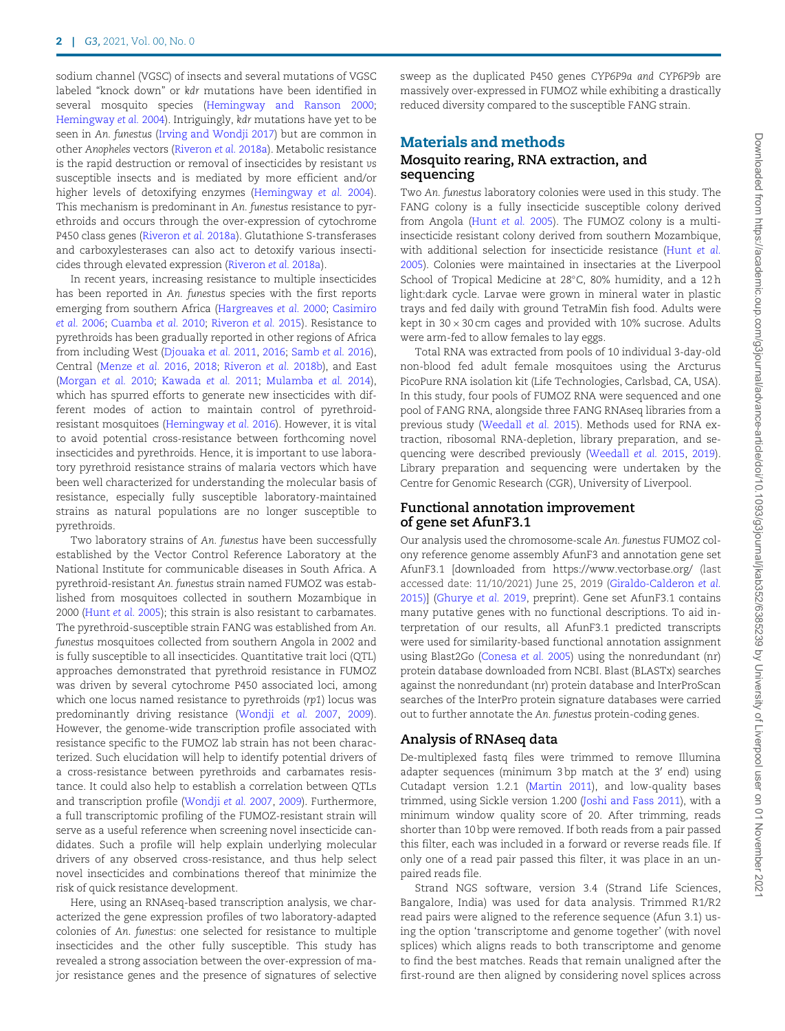sodium channel (VGSC) of insects and several mutations of VGSC labeled "knock down" or *kdr* mutations have been identified in several mosquito species (Hemingway and Ranson 2000; Hemingway *et al.* 2004). Intriguingly, *kdr* mutations have yet to be seen in *An. funestus* (Irving and Wondji 2017) but are common in other *Anopheles* vectors (Riveron *et al.* 2018a). Metabolic resistance is the rapid destruction or removal of insecticides by resistant *vs* susceptible insects and is mediated by more efficient and/or higher levels of detoxifying enzymes (Hemingway *et al.* 2004). This mechanism is predominant in *An. funestus* resistance to pyrethroids and occurs through the over-expression of cytochrome P450 class genes (Riveron *et al.* 2018a). Glutathione S-transferases and carboxylesterases can also act to detoxify various insecticides through elevated expression (Riveron *et al.* 2018a).

In recent years, increasing resistance to multiple insecticides has been reported in *An. funestus* species with the first reports emerging from southern Africa (Hargreaves *et al.* 2000; Casimiro *et al.* 2006; Cuamba *et al.* 2010; Riveron *et al.* 2015). Resistance to pyrethroids has been gradually reported in other regions of Africa from including West (Djouaka *et al.* 2011, 2016; Samb *et al.* 2016), Central (Menze *et al.* 2016, 2018; Riveron *et al.* 2018b), and East (Morgan *et al.* 2010; Kawada *et al.* 2011; Mulamba *et al.* 2014), which has spurred efforts to generate new insecticides with different modes of action to maintain control of pyrethroid-resistant mosquitoes (Hemingway *et al.* 2016). However, it is vital to avoid potential cross-resistance between forthcoming novel insecticides and pyrethroids. Hence, it is important to use laboratory pyrethroid resistance strains of malaria vectors which have been well characterized for understanding the molecular basis of resistance, especially fully susceptible laboratory-maintained strains as natural populations are no longer susceptible to pyrethroids.

Two laboratory strains of *An. funestus* have been successfully established by the Vector Control Reference Laboratory at the National Institute for communicable diseases in South Africa. A pyrethroid-resistant *An. funestus* strain named FUMOZ was established from mosquitoes collected in southern Mozambique in 2000 (Hunt *et al.* 2005); this strain is also resistant to carbamates. The pyrethroid-susceptible strain FANG was established from *An. funestus* mosquitoes collected from southern Angola in 2002 and is fully susceptible to all insecticides. Quantitative trait loci (QTL) approaches demonstrated that pyrethroid resistance in FUMOZ was driven by several cytochrome P450 associated loci, among which one locus named resistance to pyrethroids (*rp1*) locus was predominantly driving resistance (Wondji *et al.* 2007, 2009). However, the genome-wide transcription profile associated with resistance specific to the FUMOZ lab strain has not been characterized. Such elucidation will help to identify potential drivers of a cross-resistance between pyrethroids and carbamates resistance. It could also help to establish a correlation between QTLs and transcription profile (Wondji *et al.* 2007, 2009). Furthermore, a full transcriptomic profiling of the FUMOZ-resistant strain will serve as a useful reference when screening novel insecticide candidates. Such a profile will help explain underlying molecular drivers of any observed cross-resistance, and thus help select novel insecticides and combinations thereof that minimize the risk of quick resistance development.

Here, using an RNAseq-based transcription analysis, we characterized the gene expression profiles of two laboratory-adapted colonies of *An. funestus*: one selected for resistance to multiple insecticides and the other fully susceptible. This study has revealed a strong association between the over-expression of major resistance genes and the presence of signatures of selective sweep as the duplicated P450 genes *CYP6P9a and CYP6P9b* are massively over-expressed in FUMOZ while exhibiting a drastically reduced diversity compared to the susceptible FANG strain.

## Materials and methods

### Mosquito rearing, RNA extraction, and sequencing

Two *An. funestus* laboratory colonies were used in this study. The FANG colony is a fully insecticide susceptible colony derived from Angola (Hunt *et al.* 2005). The FUMOZ colony is a multi-insecticide resistant colony derived from southern Mozambique, with additional selection for insecticide resistance (Hunt *et al.* 2005). Colonies were maintained in insectaries at the Liverpool School of Tropical Medicine at 28°C, 80% humidity, and a 12 h light:dark cycle. Larvae were grown in mineral water in plastic trays and fed daily with ground TetraMin fish food. Adults were kept in 30 × 30 cm cages and provided with 10% sucrose. Adults were arm-fed to allow females to lay eggs.

Total RNA was extracted from pools of 10 individual 3-day-old non-blood fed adult female mosquitoes using the Arcturus PicoPure RNA isolation kit (Life Technologies, Carlsbad, CA, USA). In this study, four pools of FUMOZ RNA were sequenced and one pool of FANG RNA, alongside three FANG RNAseq libraries from a previous study (Weedall *et al.* 2015). Methods used for RNA extraction, ribosomal RNA-depletion, library preparation, and sequencing were described previously (Weedall *et al.* 2015, 2019). Library preparation and sequencing were undertaken by the Centre for Genomic Research (CGR), University of Liverpool.

### Functional annotation improvement of gene set AfunF3.1

Our analysis used the chromosome-scale *An. funestus* FUMOZ colony reference genome assembly AfunF3 and annotation gene set AfunF3.1 [downloaded from https://www.vectorbase.org/ (last accessed date: 11/10/2021) June 25, 2019 (Giraldo-Calderon *et al.* 2015)] (Ghurye *et al.* 2019, preprint). Gene set AfunF3.1 contains many putative genes with no functional descriptions. To aid interpretation of our results, all AfunF3.1 predicted transcripts were used for similarity-based functional annotation assignment using Blast2Go (Conesa *et al.* 2005) using the nonredundant (nr) protein database downloaded from NCBI. Blast (BLASTx) searches against the nonredundant (nr) protein database and InterProScan searches of the InterPro protein signature databases were carried out to further annotate the *An. funestus* protein-coding genes.

### Analysis of RNAseq data

De-multiplexed fastq files were trimmed to remove Illumina adapter sequences (minimum 3 bp match at the 3′ end) using Cutadapt version 1.2.1 (Martin 2011), and low-quality bases trimmed, using Sickle version 1.200 (Joshi and Fass 2011), with a minimum window quality score of 20. After trimming, reads shorter than 10 bp were removed. If both reads from a pair passed this filter, each was included in a forward or reverse reads file. If only one of a read pair passed this filter, it was place in an unpaired reads file.

Strand NGS software, version 3.4 (Strand Life Sciences, Bangalore, India) was used for data analysis. Trimmed R1/R2 read pairs were aligned to the reference sequence (Afun 3.1) using the option 'transcriptome and genome together' (with novel splices) which aligns reads to both transcriptome and genome to find the best matches. Reads that remain unaligned after the first-round are then aligned by considering novel splices across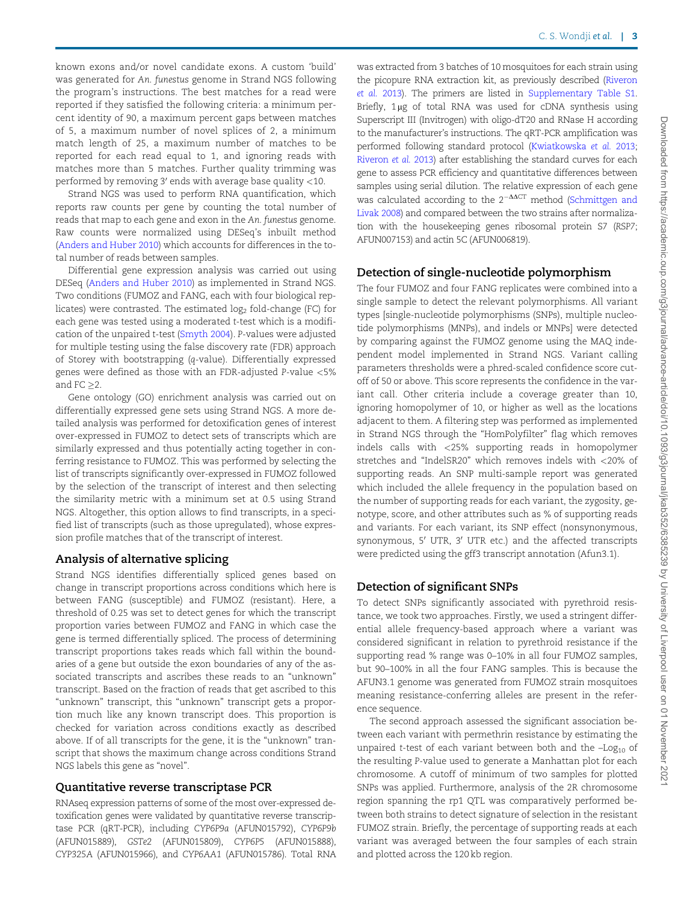known exons and/or novel candidate exons. A custom 'build' was generated for *An. funestus* genome in Strand NGS following the program's instructions. The best matches for a read were reported if they satisfied the following criteria: a minimum percent identity of 90, a maximum percent gaps between matches of 5, a maximum number of novel splices of 2, a minimum match length of 25, a maximum number of matches to be reported for each read equal to 1, and ignoring reads with matches more than 5 matches. Further quality trimming was performed by removing 3′ ends with average base quality <10.

Strand NGS was used to perform RNA quantification, which reports raw counts per gene by counting the total number of reads that map to each gene and exon in the *An. funestus* genome. Raw counts were normalized using DESeq's inbuilt method (Anders and Huber 2010) which accounts for differences in the total number of reads between samples.

Differential gene expression analysis was carried out using DESeq (Anders and Huber 2010) as implemented in Strand NGS. Two conditions (FUMOZ and FANG, each with four biological replicates) were contrasted. The estimated $\log_2$ fold-change (FC) for each gene was tested using a moderated *t*-test which is a modification of the unpaired *t*-test (Smyth 2004). *P*-values were adjusted for multiple testing using the false discovery rate (FDR) approach of Storey with bootstrapping (*q*-value). Differentially expressed genes were defined as those with an FDR-adjusted *P*-value <5% and FC $\geq$2.

Gene ontology (GO) enrichment analysis was carried out on differentially expressed gene sets using Strand NGS. A more detailed analysis was performed for detoxification genes of interest over-expressed in FUMOZ to detect sets of transcripts which are similarly expressed and thus potentially acting together in conferring resistance to FUMOZ. This was performed by selecting the list of transcripts significantly over-expressed in FUMOZ followed by the selection of the transcript of interest and then selecting the similarity metric with a minimum set at 0.5 using Strand NGS. Altogether, this option allows to find transcripts, in a specified list of transcripts (such as those upregulated), whose expression profile matches that of the transcript of interest.

## Analysis of alternative splicing

Strand NGS identifies differentially spliced genes based on change in transcript proportions across conditions which here is between FANG (susceptible) and FUMOZ (resistant). Here, a threshold of 0.25 was set to detect genes for which the transcript proportion varies between FUMOZ and FANG in which case the gene is termed differentially spliced. The process of determining transcript proportions takes reads which fall within the boundaries of a gene but outside the exon boundaries of any of the associated transcripts and ascribes these reads to an "unknown" transcript. Based on the fraction of reads that get ascribed to this "unknown" transcript, this "unknown" transcript gets a proportion much like any known transcript does. This proportion is checked for variation across conditions exactly as described above. If of all transcripts for the gene, it is the "unknown" transcript that shows the maximum change across conditions Strand NGS labels this gene as "novel".

## Quantitative reverse transcriptase PCR

RNAseq expression patterns of some of the most over-expressed detoxification genes were validated by quantitative reverse transcriptase PCR (qRT-PCR), including *CYP6P9a* (AFUN015792), *CYP6P9b* (AFUN015889), *GSTe2* (AFUN015809), *CYP6P5* (AFUN015888), *CYP325A* (AFUN015966), and *CYP6AA1* (AFUN015786). Total RNA was extracted from 3 batches of 10 mosquitoes for each strain using the picopure RNA extraction kit, as previously described (Riveron *et al.* 2013). The primers are listed in Supplementary Table S1. Briefly, 1 μg of total RNA was used for cDNA synthesis using Superscript III (Invitrogen) with oligo-dT20 and RNase H according to the manufacturer's instructions. The qRT-PCR amplification was performed following standard protocol (Kwiatkowska *et al.* 2013; Riveron *et al.* 2013) after establishing the standard curves for each gene to assess PCR efficiency and quantitative differences between samples using serial dilution. The relative expression of each gene was calculated according to the $2^{-\Delta\Delta CT}$ method (Schmittgen and Livak 2008) and compared between the two strains after normalization with the housekeeping genes ribosomal protein S7 (*RSP7*; AFUN007153) and actin 5C (AFUN006819).

## Detection of single-nucleotide polymorphism

The four FUMOZ and four FANG replicates were combined into a single sample to detect the relevant polymorphisms. All variant types [single-nucleotide polymorphisms (SNPs), multiple nucleotide polymorphisms (MNPs), and indels or MNPs] were detected by comparing against the FUMOZ genome using the MAQ independent model implemented in Strand NGS. Variant calling parameters thresholds were a phred-scaled confidence score cutoff of 50 or above. This score represents the confidence in the variant call. Other criteria include a coverage greater than 10, ignoring homopolymer of 10, or higher as well as the locations adjacent to them. A filtering step was performed as implemented in Strand NGS through the "HomPolyfilter" flag which removes indels calls with <25% supporting reads in homopolymer stretches and "IndelSR20" which removes indels with <20% of supporting reads. An SNP multi-sample report was generated which included the allele frequency in the population based on the number of supporting reads for each variant, the zygosity, genotype, score, and other attributes such as % of supporting reads and variants. For each variant, its SNP effect (nonsynonymous, synonymous, 5′ UTR, 3′ UTR etc.) and the affected transcripts were predicted using the gff3 transcript annotation (Afun3.1).

## Detection of significant SNPs

To detect SNPs significantly associated with pyrethroid resistance, we took two approaches. Firstly, we used a stringent differential allele frequency-based approach where a variant was considered significant in relation to pyrethroid resistance if the supporting read % range was 0–10% in all four FUMOZ samples, but 90–100% in all the four FANG samples. This is because the AFUN3.1 genome was generated from FUMOZ strain mosquitoes meaning resistance-conferring alleles are present in the reference sequence.

The second approach assessed the significant association between each variant with permethrin resistance by estimating the unpaired *t*-test of each variant between both and the $-\text{Log}_{10}$ of the resulting *P*-value used to generate a Manhattan plot for each chromosome. A cutoff of minimum of two samples for plotted SNPs was applied. Furthermore, analysis of the 2R chromosome region spanning the rp1 QTL was comparatively performed between both strains to detect signature of selection in the resistant FUMOZ strain. Briefly, the percentage of supporting reads at each variant was averaged between the four samples of each strain and plotted across the 120 kb region.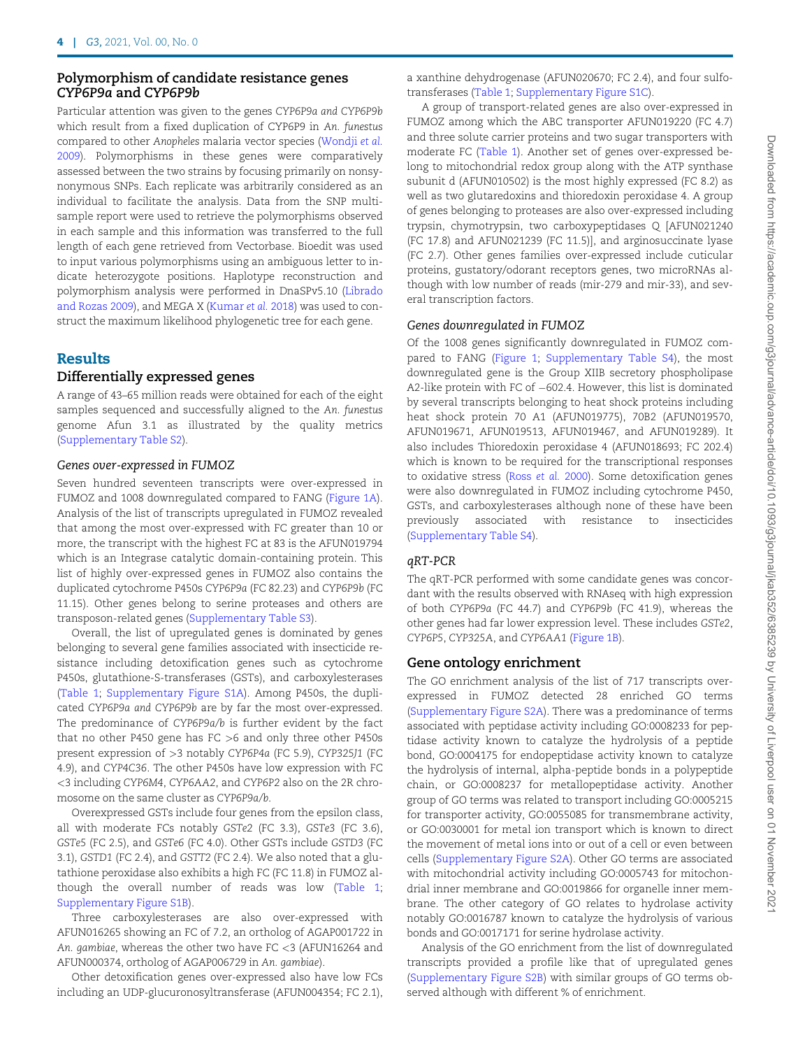### Polymorphism of candidate resistance genes *CYP6P9a* and *CYP6P9b*

Particular attention was given to the genes *CYP6P9a and CYP6P9b* which result from a fixed duplication of CYP6P9 in *An. funestus* compared to other *Anopheles* malaria vector species (Wondji *et al.* 2009). Polymorphisms in these genes were comparatively assessed between the two strains by focusing primarily on nonsynonymous SNPs. Each replicate was arbitrarily considered as an individual to facilitate the analysis. Data from the SNP multi-sample report were used to retrieve the polymorphisms observed in each sample and this information was transferred to the full length of each gene retrieved from Vectorbase. Bioedit was used to input various polymorphisms using an ambiguous letter to indicate heterozygote positions. Haplotype reconstruction and polymorphism analysis were performed in DnaSPv5.10 (Librado and Rozas 2009), and MEGA X (Kumar *et al.* 2018) was used to construct the maximum likelihood phylogenetic tree for each gene.

## Results

### Differentially expressed genes

A range of 43–65 million reads were obtained for each of the eight samples sequenced and successfully aligned to the *An. funestus* genome Afun 3.1 as illustrated by the quality metrics (Supplementary Table S2).

#### *Genes over-expressed in FUMOZ*

Seven hundred seventeen transcripts were over-expressed in FUMOZ and 1008 downregulated compared to FANG (Figure 1A). Analysis of the list of transcripts upregulated in FUMOZ revealed that among the most over-expressed with FC greater than 10 or more, the transcript with the highest FC at 83 is the AFUN019794 which is an Integrase catalytic domain-containing protein. This list of highly over-expressed genes in FUMOZ also contains the duplicated cytochrome P450s *CYP6P9a* (FC 82.23) and *CYP6P9b* (FC 11.15). Other genes belong to serine proteases and others are transposon-related genes (Supplementary Table S3).

Overall, the list of upregulated genes is dominated by genes belonging to several gene families associated with insecticide resistance including detoxification genes such as cytochrome P450s, glutathione-S-transferases (GSTs), and carboxylesterases (Table 1; Supplementary Figure S1A). Among P450s, the duplicated *CYP6P9a and CYP6P9b* are by far the most over-expressed. The predominance of *CYP6P9a/b* is further evident by the fact that no other P450 gene has FC >6 and only three other P450s present expression of >3 notably *CYP6P4a* (FC 5.9), *CYP325J1* (FC 4.9), and *CYP4C36*. The other P450s have low expression with FC <3 including *CYP6M4*, *CYP6AA2*, and *CYP6P2* also on the 2R chromosome on the same cluster as *CYP6P9a/b*.

Overexpressed GSTs include four genes from the epsilon class, all with moderate FCs notably *GSTe2* (FC 3.3), *GSTe3* (FC 3.6), *GSTe5* (FC 2.5), and *GSTe6* (FC 4.0). Other GSTs include *GSTD3* (FC 3.1), *GSTD1* (FC 2.4), and *GSTT2* (FC 2.4). We also noted that a glutathione peroxidase also exhibits a high FC (FC 11.8) in FUMOZ although the overall number of reads was low (Table 1; Supplementary Figure S1B).

Three carboxylesterases are also over-expressed with AFUN016265 showing an FC of 7.2, an ortholog of AGAP001722 in *An. gambiae*, whereas the other two have FC <3 (AFUN16264 and AFUN000374, ortholog of AGAP006729 in *An. gambiae*).

Other detoxification genes over-expressed also have low FCs including an UDP-glucuronosyltransferase (AFUN004354; FC 2.1), a xanthine dehydrogenase (AFUN020670; FC 2.4), and four sulfotransferases (Table 1; Supplementary Figure S1C).

A group of transport-related genes are also over-expressed in FUMOZ among which the ABC transporter AFUN019220 (FC 4.7) and three solute carrier proteins and two sugar transporters with moderate FC (Table 1). Another set of genes over-expressed belong to mitochondrial redox group along with the ATP synthase subunit d (AFUN010502) is the most highly expressed (FC 8.2) as well as two glutaredoxins and thioredoxin peroxidase 4. A group of genes belonging to proteases are also over-expressed including trypsin, chymotrypsin, two carboxypeptidases Q [AFUN021240 (FC 17.8) and AFUN021239 (FC 11.5)], and arginosuccinate lyase (FC 2.7). Other genes families over-expressed include cuticular proteins, gustatory/odorant receptors genes, two microRNAs although with low number of reads (mir-279 and mir-33), and several transcription factors.

#### *Genes downregulated in FUMOZ*

Of the 1008 genes significantly downregulated in FUMOZ compared to FANG (Figure 1; Supplementary Table S4), the most downregulated gene is the Group XIIB secretory phospholipase A2-like protein with FC of −602.4. However, this list is dominated by several transcripts belonging to heat shock proteins including heat shock protein 70 A1 (AFUN019775), 70B2 (AFUN019570, AFUN019671, AFUN019513, AFUN019467, and AFUN019289). It also includes Thioredoxin peroxidase 4 (AFUN018693; FC 202.4) which is known to be required for the transcriptional responses to oxidative stress (Ross *et al.* 2000). Some detoxification genes were also downregulated in FUMOZ including cytochrome P450, GSTs, and carboxylesterases although none of these have been previously associated with resistance to insecticides (Supplementary Table S4).

#### *qRT-PCR*

The qRT-PCR performed with some candidate genes was concordant with the results observed with RNAseq with high expression of both *CYP6P9a* (FC 44.7) and *CYP6P9b* (FC 41.9), whereas the other genes had far lower expression level. These includes *GSTe2*, *CYP6P5*, *CYP325A*, and *CYP6AA1* (Figure 1B).

### Gene ontology enrichment

The GO enrichment analysis of the list of 717 transcripts over-expressed in FUMOZ detected 28 enriched GO terms (Supplementary Figure S2A). There was a predominance of terms associated with peptidase activity including GO:0008233 for peptidase activity known to catalyze the hydrolysis of a peptide bond, GO:0004175 for endopeptidase activity known to catalyze the hydrolysis of internal, alpha-peptide bonds in a polypeptide chain, or GO:0008237 for metallopeptidase activity. Another group of GO terms was related to transport including GO:0005215 for transporter activity, GO:0055085 for transmembrane activity, or GO:0030001 for metal ion transport which is known to direct the movement of metal ions into or out of a cell or even between cells (Supplementary Figure S2A). Other GO terms are associated with mitochondrial activity including GO:0005743 for mitochondrial inner membrane and GO:0019866 for organelle inner membrane. The other category of GO relates to hydrolase activity notably GO:0016787 known to catalyze the hydrolysis of various bonds and GO:0017171 for serine hydrolase activity.

Analysis of the GO enrichment from the list of downregulated transcripts provided a profile like that of upregulated genes (Supplementary Figure S2B) with similar groups of GO terms observed although with different % of enrichment.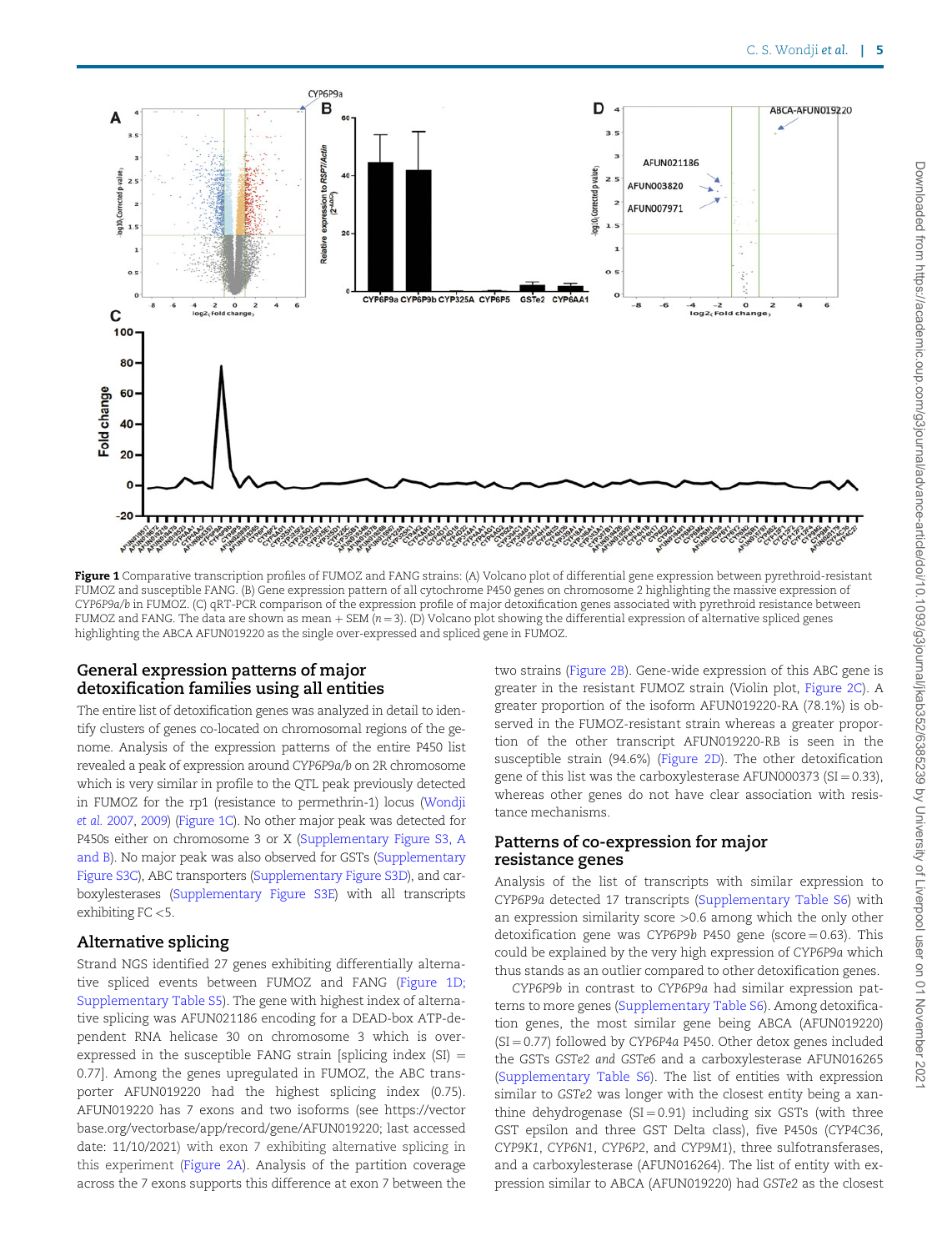Figure 1 Comparative transcription profiles of FUMOZ and FANG strains: (A) Volcano plot of differential gene expression between pyrethroid-resistant FUMOZ and susceptible FANG. (B) Gene expression pattern of all cytochrome P450 genes on chromosome 2 highlighting the massive expression of *CYP6P9a/b* in FUMOZ. (C) qRT-PCR comparison of the expression profile of major detoxification genes associated with pyrethroid resistance between FUMOZ and FANG. The data are shown as mean + SEM ($n = 3$). (D) Volcano plot showing the differential expression of alternative spliced genes highlighting the ABCA AFUN019220 as the single over-expressed and spliced gene in FUMOZ.

## General expression patterns of major detoxification families using all entities

The entire list of detoxification genes was analyzed in detail to identify clusters of genes co-located on chromosomal regions of the genome. Analysis of the expression patterns of the entire P450 list revealed a peak of expression around *CYP6P9a/b* on 2R chromosome which is very similar in profile to the QTL peak previously detected in FUMOZ for the rp1 (resistance to permethrin-1) locus (Wondji *et al.* 2007, 2009) (Figure 1C). No other major peak was detected for P450s either on chromosome 3 or X (Supplementary Figure S3, A and B). No major peak was also observed for GSTs (Supplementary Figure S3C), ABC transporters (Supplementary Figure S3D), and carboxylesterases (Supplementary Figure S3E) with all transcripts exhibiting FC <5.

## Alternative splicing

Strand NGS identified 27 genes exhibiting differentially alternative spliced events between FUMOZ and FANG (Figure 1D; Supplementary Table S5). The gene with highest index of alternative splicing was AFUN021186 encoding for a DEAD-box ATP-dependent RNA helicase 30 on chromosome 3 which is overexpressed in the susceptible FANG strain [splicing index (SI) = 0.77]. Among the genes upregulated in FUMOZ, the ABC transporter AFUN019220 had the highest splicing index (0.75). AFUN019220 has 7 exons and two isoforms (see https://vectorbase.org/vectorbase/app/record/gene/AFUN019220; last accessed date: 11/10/2021) with exon 7 exhibiting alternative splicing in this experiment (Figure 2A). Analysis of the partition coverage across the 7 exons supports this difference at exon 7 between the two strains (Figure 2B). Gene-wide expression of this ABC gene is greater in the resistant FUMOZ strain (Violin plot, Figure 2C). A greater proportion of the isoform AFUN019220-RA (78.1%) is observed in the FUMOZ-resistant strain whereas a greater proportion of the other transcript AFUN019220-RB is seen in the susceptible strain (94.6%) (Figure 2D). The other detoxification gene of this list was the carboxylesterase AFUN000373 (SI = 0.33), whereas other genes do not have clear association with resistance mechanisms.

## Patterns of co-expression for major resistance genes

Analysis of the list of transcripts with similar expression to *CYP6P9a* detected 17 transcripts (Supplementary Table S6) with an expression similarity score >0.6 among which the only other detoxification gene was *CYP6P9b* P450 gene (score = 0.63). This could be explained by the very high expression of *CYP6P9a* which thus stands as an outlier compared to other detoxification genes.

*CYP6P9b* in contrast to *CYP6P9a* had similar expression patterns to more genes (Supplementary Table S6). Among detoxification genes, the most similar gene being ABCA (AFUN019220) (SI = 0.77) followed by *CYP6P4a* P450. Other detox genes included the GSTs *GSTe2 and GSTe6* and a carboxylesterase AFUN016265 (Supplementary Table S6). The list of entities with expression similar to *GSTe2* was longer with the closest entity being a xanthine dehydrogenase (SI = 0.91) including six GSTs (with three GST epsilon and three GST Delta class), five P450s (*CYP4C36*, *CYP9K1*, *CYP6N1*, *CYP6P2*, and *CYP9M1*), three sulfotransferases, and a carboxylesterase (AFUN016264). The list of entity with expression similar to ABCA (AFUN019220) had *GSTe2* as the closest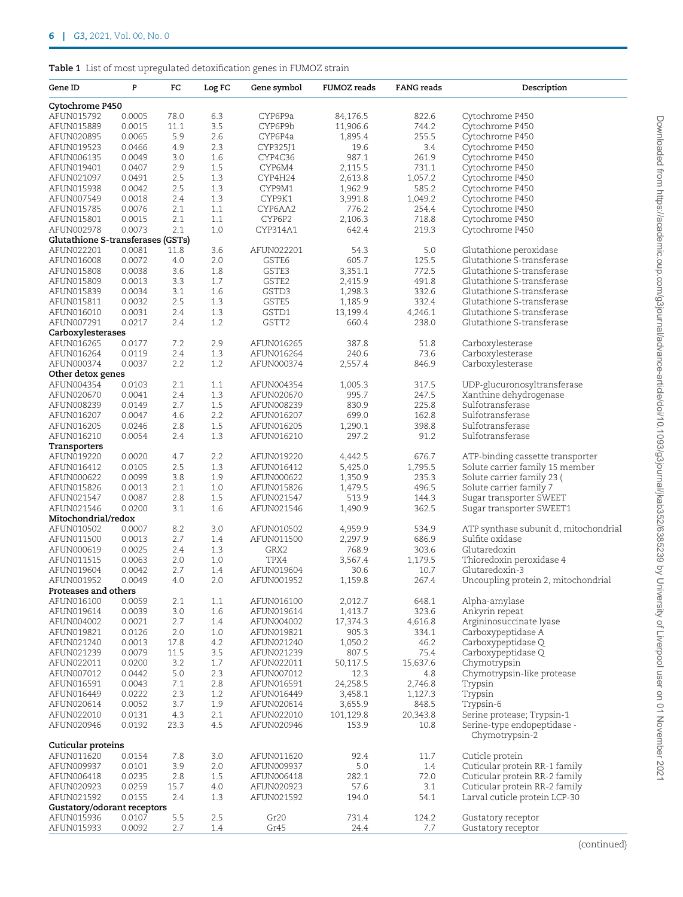**Table 1** List of most upregulated detoxification genes in FUMOZ strain

| Gene ID | P | FC | Log FC | Gene symbol | FUMOZ reads | FANG reads | Description |
|---|---|---|---|---|---|---|---|
| **Cytochrome P450** | | | | | | | |
| AFUN015792 | 0.0005 | 78.0 | 6.3 | CYP6P9a | 84,176.5 | 822.6 | Cytochrome P450 |
| AFUN015889 | 0.0015 | 11.1 | 3.5 | CYP6P9b | 11,906.6 | 744.2 | Cytochrome P450 |
| AFUN020895 | 0.0065 | 5.9 | 2.6 | CYP6P4a | 1,895.4 | 255.5 | Cytochrome P450 |
| AFUN019523 | 0.0466 | 4.9 | 2.3 | CYP325J1 | 19.6 | 3.4 | Cytochrome P450 |
| AFUN006135 | 0.0049 | 3.0 | 1.6 | CYP4C36 | 987.1 | 261.9 | Cytochrome P450 |
| AFUN019401 | 0.0407 | 2.9 | 1.5 | CYP6M4 | 2,115.5 | 731.1 | Cytochrome P450 |
| AFUN021097 | 0.0491 | 2.5 | 1.3 | CYP4H24 | 2,613.8 | 1,057.2 | Cytochrome P450 |
| AFUN015938 | 0.0042 | 2.5 | 1.3 | CYP9M1 | 1,962.9 | 585.2 | Cytochrome P450 |
| AFUN007549 | 0.0018 | 2.4 | 1.3 | CYP9K1 | 3,991.8 | 1,049.2 | Cytochrome P450 |
| AFUN015785 | 0.0076 | 2.1 | 1.1 | CYP6AA2 | 776.2 | 254.4 | Cytochrome P450 |
| AFUN015801 | 0.0015 | 2.1 | 1.1 | CYP6P2 | 2,106.3 | 718.8 | Cytochrome P450 |
| AFUN002978 | 0.0073 | 2.1 | 1.0 | CYP314A1 | 642.4 | 219.3 | Cytochrome P450 |
| **Glutathione S-transferases (GSTs)** | | | | | | | |
| AFUN022201 | 0.0081 | 11.8 | 3.6 | AFUN022201 | 54.3 | 5.0 | Glutathione peroxidase |
| AFUN016008 | 0.0072 | 4.0 | 2.0 | GSTE6 | 605.7 | 125.5 | Glutathione S-transferase |
| AFUN015808 | 0.0038 | 3.6 | 1.8 | GSTE3 | 3,351.1 | 772.5 | Glutathione S-transferase |
| AFUN015809 | 0.0013 | 3.3 | 1.7 | GSTE2 | 2,415.9 | 491.8 | Glutathione S-transferase |
| AFUN015839 | 0.0034 | 3.1 | 1.6 | GSTD3 | 1,298.3 | 332.6 | Glutathione S-transferase |
| AFUN015811 | 0.0032 | 2.5 | 1.3 | GSTE5 | 1,185.9 | 332.4 | Glutathione S-transferase |
| AFUN016010 | 0.0031 | 2.4 | 1.3 | GSTD1 | 13,199.4 | 4,246.1 | Glutathione S-transferase |
| AFUN007291 | 0.0217 | 2.4 | 1.2 | GSTT2 | 660.4 | 238.0 | Glutathione S-transferase |
| **Carboxylesterases** | | | | | | | |
| AFUN016265 | 0.0177 | 7.2 | 2.9 | AFUN016265 | 387.8 | 51.8 | Carboxylesterase |
| AFUN016264 | 0.0119 | 2.4 | 1.3 | AFUN016264 | 240.6 | 73.6 | Carboxylesterase |
| AFUN000374 | 0.0037 | 2.2 | 1.2 | AFUN000374 | 2,557.4 | 846.9 | Carboxylesterase |
| **Other detox genes** | | | | | | | |
| AFUN004354 | 0.0103 | 2.1 | 1.1 | AFUN004354 | 1,005.3 | 317.5 | UDP-glucuronosyltransferase |
| AFUN020670 | 0.0041 | 2.4 | 1.3 | AFUN020670 | 995.7 | 247.5 | Xanthine dehydrogenase |
| AFUN008239 | 0.0149 | 2.7 | 1.5 | AFUN008239 | 830.9 | 225.8 | Sulfotransferase |
| AFUN016207 | 0.0047 | 4.6 | 2.2 | AFUN016207 | 699.0 | 162.8 | Sulfotransferase |
| AFUN016205 | 0.0246 | 2.8 | 1.5 | AFUN016205 | 1,290.1 | 398.8 | Sulfotransferase |
| AFUN016210 | 0.0054 | 2.4 | 1.3 | AFUN016210 | 297.2 | 91.2 | Sulfotransferase |
| **Transporters** | | | | | | | |
| AFUN019220 | 0.0020 | 4.7 | 2.2 | AFUN019220 | 4,442.5 | 676.7 | ATP-binding cassette transporter |
| AFUN016412 | 0.0105 | 2.5 | 1.3 | AFUN016412 | 5,425.0 | 1,795.5 | Solute carrier family 15 member |
| AFUN000622 | 0.0099 | 3.8 | 1.9 | AFUN000622 | 1,350.9 | 235.3 | Solute carrier family 23 ( |
| AFUN015826 | 0.0013 | 2.1 | 1.0 | AFUN015826 | 1,479.5 | 496.5 | Solute carrier family 7 |
| AFUN021547 | 0.0087 | 2.8 | 1.5 | AFUN021547 | 513.9 | 144.3 | Sugar transporter SWEET |
| AFUN021546 | 0.0200 | 3.1 | 1.6 | AFUN021546 | 1,490.9 | 362.5 | Sugar transporter SWEET1 |
| **Mitochondrial/redox** | | | | | | | |
| AFUN010502 | 0.0007 | 8.2 | 3.0 | AFUN010502 | 4,959.9 | 534.9 | ATP synthase subunit d, mitochondrial |
| AFUN011500 | 0.0013 | 2.7 | 1.4 | AFUN011500 | 2,297.9 | 686.9 | Sulfite oxidase |
| AFUN000619 | 0.0025 | 2.4 | 1.3 | GRX2 | 768.9 | 303.6 | Glutaredoxin |
| AFUN011515 | 0.0063 | 2.0 | 1.0 | TPX4 | 3,567.4 | 1,179.5 | Thioredoxin peroxidase 4 |
| AFUN019604 | 0.0042 | 2.7 | 1.4 | AFUN019604 | 30.6 | 10.7 | Glutaredoxin-3 |
| AFUN001952 | 0.0049 | 4.0 | 2.0 | AFUN001952 | 1,159.8 | 267.4 | Uncoupling protein 2, mitochondrial |
| **Proteases and others** | | | | | | | |
| AFUN016100 | 0.0059 | 2.1 | 1.1 | AFUN016100 | 2,012.7 | 648.1 | Alpha-amylase |
| AFUN019614 | 0.0039 | 3.0 | 1.6 | AFUN019614 | 1,413.7 | 323.6 | Ankyrin repeat |
| AFUN004002 | 0.0021 | 2.7 | 1.4 | AFUN004002 | 17,374.3 | 4,616.8 | Argininosuccinate lyase |
| AFUN019821 | 0.0126 | 2.0 | 1.0 | AFUN019821 | 905.3 | 334.1 | Carboxypeptidase A |
| AFUN021240 | 0.0013 | 17.8 | 4.2 | AFUN021240 | 1,050.2 | 46.2 | Carboxypeptidase Q |
| AFUN021239 | 0.0079 | 11.5 | 3.5 | AFUN021239 | 807.5 | 75.4 | Carboxypeptidase Q |
| AFUN022011 | 0.0200 | 3.2 | 1.7 | AFUN022011 | 50,117.5 | 15,637.6 | Chymotrypsin |
| AFUN007012 | 0.0442 | 5.0 | 2.3 | AFUN007012 | 12.3 | 4.8 | Chymotrypsin-like protease |
| AFUN016591 | 0.0043 | 7.1 | 2.8 | AFUN016591 | 24,258.5 | 2,746.8 | Trypsin |
| AFUN016449 | 0.0222 | 2.3 | 1.2 | AFUN016449 | 3,458.1 | 1,127.3 | Trypsin |
| AFUN020614 | 0.0052 | 3.7 | 1.9 | AFUN020614 | 3,655.9 | 848.5 | Trypsin-6 |
| AFUN022010 | 0.0131 | 4.3 | 2.1 | AFUN022010 | 101,129.8 | 20,343.8 | Serine protease; Trypsin-1 |
| AFUN020946 | 0.0192 | 23.3 | 4.5 | AFUN020946 | 153.9 | 10.8 | Serine-type endopeptidase - Chymotrypsin-2 |
| **Cuticular proteins** | | | | | | | |
| AFUN011620 | 0.0154 | 7.8 | 3.0 | AFUN011620 | 92.4 | 11.7 | Cuticle protein |
| AFUN009937 | 0.0101 | 3.9 | 2.0 | AFUN009937 | 5.0 | 1.4 | Cuticular protein RR-1 family |
| AFUN006418 | 0.0235 | 2.8 | 1.5 | AFUN006418 | 282.1 | 72.0 | Cuticular protein RR-2 family |
| AFUN020923 | 0.0259 | 15.7 | 4.0 | AFUN020923 | 57.6 | 3.1 | Cuticular protein RR-2 family |
| AFUN021592 | 0.0155 | 2.4 | 1.3 | AFUN021592 | 194.0 | 54.1 | Larval cuticle protein LCP-30 |
| **Gustatory/odorant receptors** | | | | | | | |
| AFUN015936 | 0.0107 | 5.5 | 2.5 | Gr20 | 731.4 | 124.2 | Gustatory receptor |
| AFUN015933 | 0.0092 | 2.7 | 1.4 | Gr45 | 24.4 | 7.7 | Gustatory receptor |

(continued)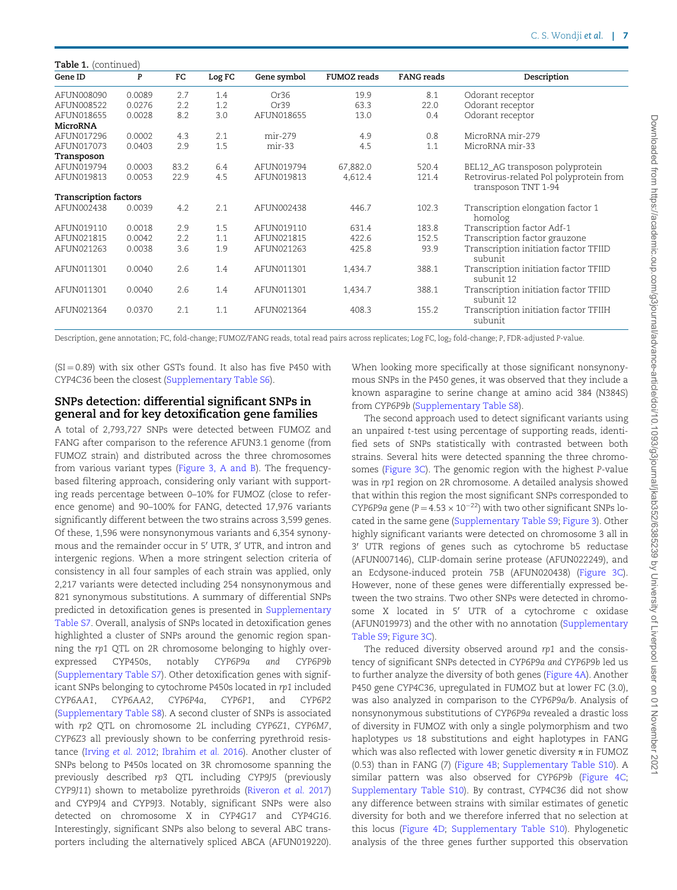**Table 1.** (continued)

| Gene ID | P | FC | Log FC | Gene symbol | FUMOZ reads | FANG reads | Description |
|---|---|---|---|---|---|---|---|
| AFUN008090 | 0.0089 | 2.7 | 1.4 | Or36 | 19.9 | 8.1 | Odorant receptor |
| AFUN008522 | 0.0276 | 2.2 | 1.2 | Or39 | 63.3 | 22.0 | Odorant receptor |
| AFUN018655 | 0.0028 | 8.2 | 3.0 | AFUN018655 | 13.0 | 0.4 | Odorant receptor |
| **MicroRNA** | | | | | | | |
| AFUN017296 | 0.0002 | 4.3 | 2.1 | mir-279 | 4.9 | 0.8 | MicroRNA mir-279 |
| AFUN017073 | 0.0403 | 2.9 | 1.5 | mir-33 | 4.5 | 1.1 | MicroRNA mir-33 |
| **Transposon** | | | | | | | |
| AFUN019794 | 0.0003 | 83.2 | 6.4 | AFUN019794 | 67,882.0 | 520.4 | BEL12_AG transposon polyprotein |
| AFUN019813 | 0.0053 | 22.9 | 4.5 | AFUN019813 | 4,612.4 | 121.4 | Retrovirus-related Pol polyprotein from transposon TNT 1-94 |
| **Transcription factors** | | | | | | | |
| AFUN002438 | 0.0039 | 4.2 | 2.1 | AFUN002438 | 446.7 | 102.3 | Transcription elongation factor 1 homolog |
| AFUN019110 | 0.0018 | 2.9 | 1.5 | AFUN019110 | 631.4 | 183.8 | Transcription factor Adf-1 |
| AFUN021815 | 0.0042 | 2.2 | 1.1 | AFUN021815 | 422.6 | 152.5 | Transcription factor grauzone |
| AFUN021263 | 0.0038 | 3.6 | 1.9 | AFUN021263 | 425.8 | 93.9 | Transcription initiation factor TFIID subunit |
| AFUN011301 | 0.0040 | 2.6 | 1.4 | AFUN011301 | 1,434.7 | 388.1 | Transcription initiation factor TFIID subunit 12 |
| AFUN011301 | 0.0040 | 2.6 | 1.4 | AFUN011301 | 1,434.7 | 388.1 | Transcription initiation factor TFIID subunit 12 |
| AFUN021364 | 0.0370 | 2.1 | 1.1 | AFUN021364 | 408.3 | 155.2 | Transcription initiation factor TFIIH subunit |

Description, gene annotation; FC, fold-change; FUMOZ/FANG reads, total read pairs across replicates; Log FC, $\log_2$ fold-change; *P*, FDR-adjusted *P*-value.

(SI = 0.89) with six other GSTs found. It also has five P450 with *CYP4C36* been the closest (Supplementary Table S6).

## SNPs detection: differential significant SNPs in general and for key detoxification gene families

A total of 2,793,727 SNPs were detected between FUMOZ and FANG after comparison to the reference AFUN3.1 genome (from FUMOZ strain) and distributed across the three chromosomes from various variant types (Figure 3, A and B). The frequency-based filtering approach, considering only variant with supporting reads percentage between 0–10% for FUMOZ (close to reference genome) and 90–100% for FANG, detected 17,976 variants significantly different between the two strains across 3,599 genes. Of these, 1,596 were nonsynonymous variants and 6,354 synonymous and the remainder occur in 5′ UTR, 3′ UTR, and intron and intergenic regions. When a more stringent selection criteria of consistency in all four samples of each strain was applied, only 2,217 variants were detected including 254 nonsynonymous and 821 synonymous substitutions. A summary of differential SNPs predicted in detoxification genes is presented in Supplementary Table S7. Overall, analysis of SNPs located in detoxification genes highlighted a cluster of SNPs around the genomic region spanning the *rp1* QTL on 2R chromosome belonging to highly overexpressed CYP450s, notably *CYP6P9a and CYP6P9b* (Supplementary Table S7). Other detoxification genes with significant SNPs belonging to cytochrome P450s located in *rp1* included *CYP6AA1*, *CYP6AA2*, *CYP6P4a*, *CYP6P1*, and *CYP6P2* (Supplementary Table S8). A second cluster of SNPs is associated with *rp2* QTL on chromosome 2L including *CYP6Z1*, *CYP6M7*, *CYP6Z3* all previously shown to be conferring pyrethroid resistance (Irving *et al.* 2012; Ibrahim *et al.* 2016). Another cluster of SNPs belong to P450s located on 3R chromosome spanning the previously described *rp3* QTL including *CYP9J5* (previously *CYP9J11*) shown to metabolize pyrethroids (Riveron *et al.* 2017) and CYP9J4 and CYP9J3. Notably, significant SNPs were also detected on chromosome X in *CYP4G17* and *CYP4G16*. Interestingly, significant SNPs also belong to several ABC transporters including the alternatively spliced ABCA (AFUN019220). When looking more specifically at those significant nonsynonymous SNPs in the P450 genes, it was observed that they include a known asparagine to serine change at amino acid 384 (N384S) from *CYP6P9b* (Supplementary Table S8).

The second approach used to detect significant variants using an unpaired *t*-test using percentage of supporting reads, identified sets of SNPs statistically with contrasted between both strains. Several hits were detected spanning the three chromosomes (Figure 3C). The genomic region with the highest *P*-value was in *rp1* region on 2R chromosome. A detailed analysis showed that within this region the most significant SNPs corresponded to *CYP6P9a* gene ($P = 4.53 \times 10^{-22}$) with two other significant SNPs located in the same gene (Supplementary Table S9; Figure 3). Other highly significant variants were detected on chromosome 3 all in 3′ UTR regions of genes such as cytochrome b5 reductase (AFUN007146), CLIP-domain serine protease (AFUN022249), and an Ecdysone-induced protein 75B (AFUN020438) (Figure 3C). However, none of these genes were differentially expressed between the two strains. Two other SNPs were detected in chromosome X located in 5′ UTR of a cytochrome c oxidase (AFUN019973) and the other with no annotation (Supplementary Table S9; Figure 3C).

The reduced diversity observed around *rp1* and the consistency of significant SNPs detected in *CYP6P9a and CYP6P9b* led us to further analyze the diversity of both genes (Figure 4A). Another P450 gene *CYP4C36*, upregulated in FUMOZ but at lower FC (3.0), was also analyzed in comparison to the *CYP6P9a/b*. Analysis of nonsynonymous substitutions of *CYP6P9a* revealed a drastic loss of diversity in FUMOZ with only a single polymorphism and two haplotypes *vs* 18 substitutions and eight haplotypes in FANG which was also reflected with lower genetic diversity π in FUMOZ (0.53) than in FANG (7) (Figure 4B; Supplementary Table S10). A similar pattern was also observed for *CYP6P9b* (Figure 4C; Supplementary Table S10). By contrast, *CYP4C36* did not show any difference between strains with similar estimates of genetic diversity for both and we therefore inferred that no selection at this locus (Figure 4D; Supplementary Table S10). Phylogenetic analysis of the three genes further supported this observation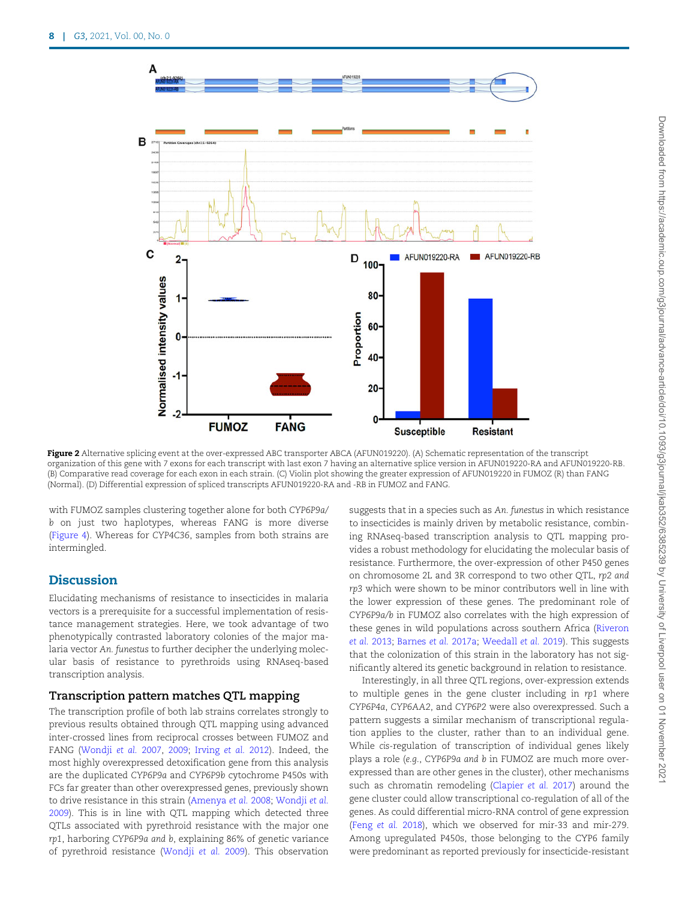**Figure 2** Alternative splicing event at the over-expressed ABC transporter ABCA (AFUN019220). (A) Schematic representation of the transcript organization of this gene with 7 exons for each transcript with last exon 7 having an alternative splice version in AFUN019220-RA and AFUN019220-RB. (B) Comparative read coverage for each exon in each strain. (C) Violin plot showing the greater expression of AFUN019220 in FUMOZ (R) than FANG (Normal). (D) Differential expression of spliced transcripts AFUN019220-RA and -RB in FUMOZ and FANG.

with FUMOZ samples clustering together alone for both *CYP6P9a/b* on just two haplotypes, whereas FANG is more diverse (Figure 4). Whereas for CYP4C36, samples from both strains are intermingled.

## Discussion

Elucidating mechanisms of resistance to insecticides in malaria vectors is a prerequisite for a successful implementation of resistance management strategies. Here, we took advantage of two phenotypically contrasted laboratory colonies of the major malaria vector *An. funestus* to further decipher the underlying molecular basis of resistance to pyrethroids using RNAseq-based transcription analysis.

### Transcription pattern matches QTL mapping

The transcription profile of both lab strains correlates strongly to previous results obtained through QTL mapping using advanced inter-crossed lines from reciprocal crosses between FUMOZ and FANG (Wondji *et al.* 2007, 2009; Irving *et al.* 2012). Indeed, the most highly overexpressed detoxification gene from this analysis are the duplicated *CYP6P9a* and *CYP6P9b* cytochrome P450s with FCs far greater than other overexpressed genes, previously shown to drive resistance in this strain (Amenya *et al.* 2008; Wondji *et al.* 2009). This is in line with QTL mapping which detected three QTLs associated with pyrethroid resistance with the major one *rp1*, harboring *CYP6P9a and b*, explaining 86% of genetic variance of pyrethroid resistance (Wondji *et al.* 2009). This observation suggests that in a species such as *An. funestus* in which resistance to insecticides is mainly driven by metabolic resistance, combining RNAseq-based transcription analysis to QTL mapping provides a robust methodology for elucidating the molecular basis of resistance. Furthermore, the over-expression of other P450 genes on chromosome 2L and 3R correspond to two other QTL, *rp2 and rp3* which were shown to be minor contributors well in line with the lower expression of these genes. The predominant role of *CYP6P9a/b* in FUMOZ also correlates with the high expression of these genes in wild populations across southern Africa (Riveron *et al.* 2013; Barnes *et al.* 2017a; Weedall *et al.* 2019). This suggests that the colonization of this strain in the laboratory has not significantly altered its genetic background in relation to resistance.

Interestingly, in all three QTL regions, over-expression extends to multiple genes in the gene cluster including in *rp1* where *CYP6P4a*, *CYP6AA2*, and *CYP6P2* were also overexpressed. Such a pattern suggests a similar mechanism of transcriptional regulation applies to the cluster, rather than to an individual gene. While *cis*-regulation of transcription of individual genes likely plays a role (*e.g.*, *CYP6P9a and b* in FUMOZ are much more over-expressed than are other genes in the cluster), other mechanisms such as chromatin remodeling (Clapier *et al.* 2017) around the gene cluster could allow transcriptional co-regulation of all of the genes. As could differential micro-RNA control of gene expression (Feng *et al.* 2018), which we observed for mir-33 and mir-279. Among upregulated P450s, those belonging to the CYP6 family were predominant as reported previously for insecticide-resistant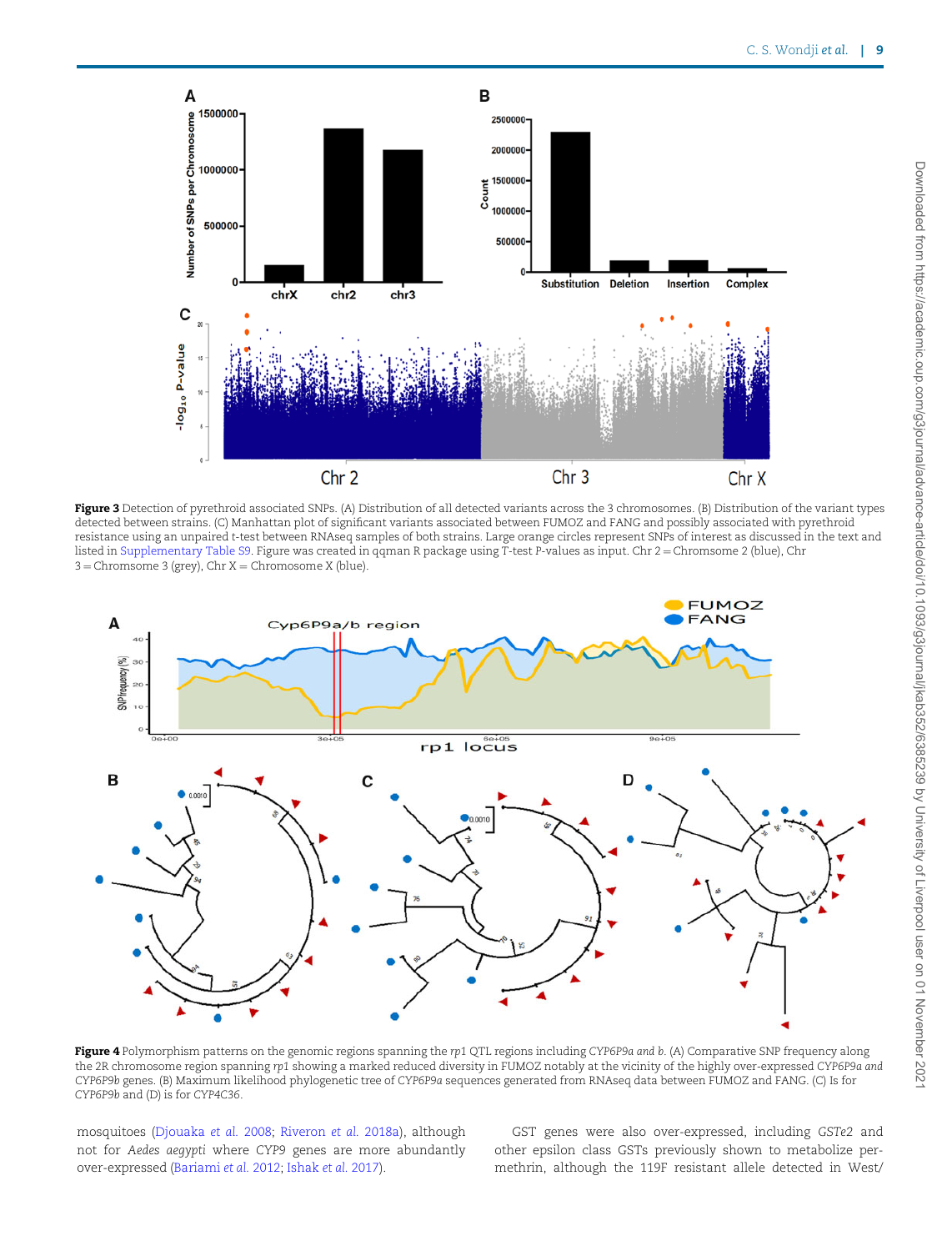**Figure 3** Detection of pyrethroid associated SNPs. (A) Distribution of all detected variants across the 3 chromosomes. (B) Distribution of the variant types detected between strains. (C) Manhattan plot of significant variants associated between FUMOZ and FANG and possibly associated with pyrethroid resistance using an unpaired t-test between RNAseq samples of both strains. Large orange circles represent SNPs of interest as discussed in the text and listed in Supplementary Table S9. Figure was created in qqman R package using T-test P-values as input. Chr 2 = Chromosome 2 (blue), Chr 3 = Chromosome 3 (grey), Chr X = Chromosome X (blue).

**Figure 4** Polymorphism patterns on the genomic regions spanning the *rp1* QTL regions including *CYP6P9a and b*. (A) Comparative SNP frequency along the 2R chromosome region spanning *rp1* showing a marked reduced diversity in FUMOZ notably at the vicinity of the highly over-expressed *CYP6P9a and CYP6P9b* genes. (B) Maximum likelihood phylogenetic tree of *CYP6P9a* sequences generated from RNAseq data between FUMOZ and FANG. (C) Is for *CYP6P9b* and (D) is for *CYP4C36*.

mosquitoes (Djouaka *et al.* 2008; Riveron *et al.* 2018a), although not for *Aedes aegypti* where *CYP9* genes are more abundantly over-expressed (Bariami *et al.* 2012; Ishak *et al.* 2017).

GST genes were also over-expressed, including *GSTe2* and other epsilon class GSTs previously shown to metabolize permethrin, although the 119F resistant allele detected in West/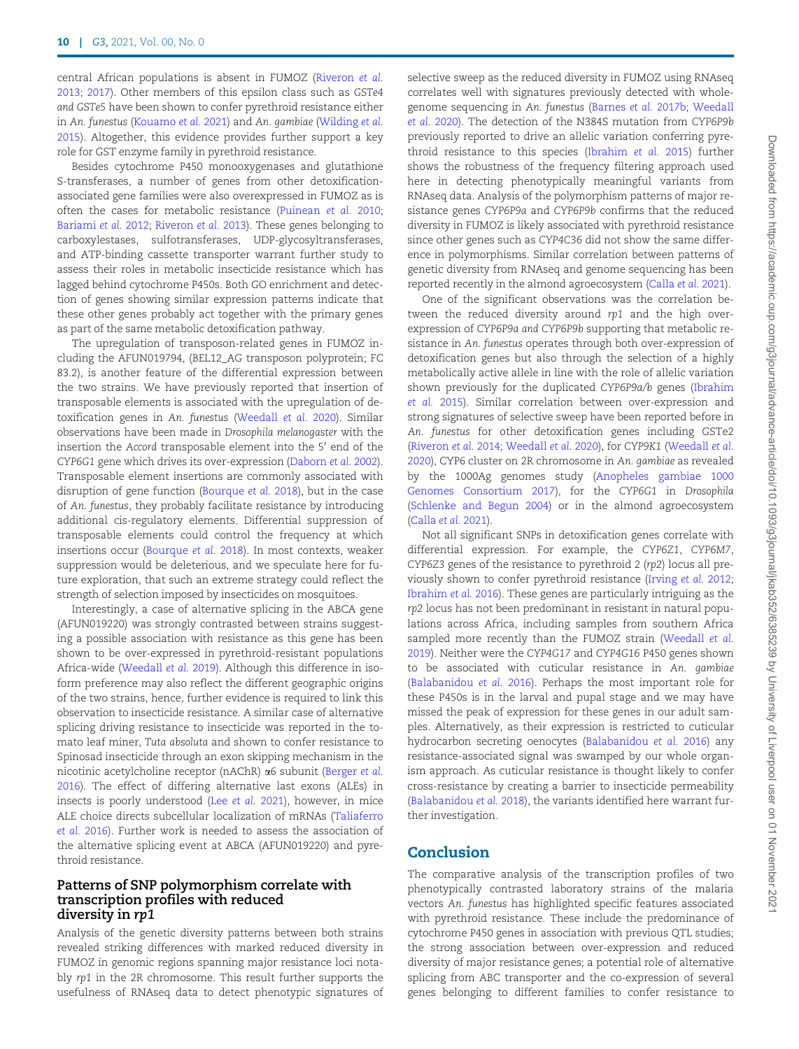central African populations is absent in FUMOZ (Riveron *et al.* 2013; 2017). Other members of this epsilon class such as *GSTe4 and GSTe5* have been shown to confer pyrethroid resistance either in *An. funestus* (Kouamo *et al.* 2021) and *An. gambiae* (Wilding *et al.* 2015). Altogether, this evidence provides further support a key role for GST enzyme family in pyrethroid resistance.

Besides cytochrome P450 monooxygenases and glutathione S-transferases, a number of genes from other detoxification-associated gene families were also overexpressed in FUMOZ as is often the cases for metabolic resistance (Puinean *et al.* 2010; Bariami *et al.* 2012; Riveron *et al.* 2013). These genes belonging to carboxylestases, sulfotranserases, UDP-glycosyltransferases, and ATP-binding cassette transporter warrant further study to assess their roles in metabolic insecticide resistance which has lagged behind cytochrome P450s. Both GO enrichment and detection of genes showing similar expression patterns indicate that these other genes probably act together with the primary genes as part of the same metabolic detoxification pathway.

The upregulation of transposon-related genes in FUMOZ including the AFUN019794, (BEL12_AG transposon polyprotein; FC 83.2), is another feature of the differential expression between the two strains. We have previously reported that insertion of transposable elements is associated with the upregulation of detoxification genes in *An. funestus* (Weedall *et al.* 2020). Similar observations have been made in *Drosophila melanogaster* with the insertion the *Accord* transposable element into the 5′ end of the *CYP6G1* gene which drives its over-expression (Daborn *et al.* 2002). Transposable element insertions are commonly associated with disruption of gene function (Bourque *et al.* 2018), but in the case of *An. funestus*, they probably facilitate resistance by introducing additional cis-regulatory elements. Differential suppression of transposable elements could control the frequency at which insertions occur (Bourque *et al.* 2018). In most contexts, weaker suppression would be deleterious, and we speculate here for future exploration, that such an extreme strategy could reflect the strength of selection imposed by insecticides on mosquitoes.

Interestingly, a case of alternative splicing in the ABCA gene (AFUN019220) was strongly contrasted between strains suggesting a possible association with resistance as this gene has been shown to be over-expressed in pyrethroid-resistant populations Africa-wide (Weedall *et al.* 2019). Although this difference in isoform preference may also reflect the different geographic origins of the two strains, hence, further evidence is required to link this observation to insecticide resistance. A similar case of alternative splicing driving resistance to insecticide was reported in the tomato leaf miner, *Tuta absoluta* and shown to confer resistance to Spinosad insecticide through an exon skipping mechanism in the nicotinic acetylcholine receptor (nAChR) α6 subunit (Berger *et al.* 2016). The effect of differing alternative last exons (ALEs) in insects is poorly understood (Lee *et al.* 2021), however, in mice ALE choice directs subcellular localization of mRNAs (Taliaferro *et al.* 2016). Further work is needed to assess the association of the alternative splicing event at ABCA (AFUN019220) and pyrethroid resistance.

### Patterns of SNP polymorphism correlate with transcription profiles with reduced diversity in *rp1*

Analysis of the genetic diversity patterns between both strains revealed striking differences with marked reduced diversity in FUMOZ in genomic regions spanning major resistance loci notably *rp1* in the 2R chromosome. This result further supports the usefulness of RNAseq data to detect phenotypic signatures of selective sweep as the reduced diversity in FUMOZ using RNAseq correlates well with signatures previously detected with whole-genome sequencing in *An. funestus* (Barnes *et al.* 2017b; Weedall *et al.* 2020). The detection of the N384S mutation from *CYP6P9b* previously reported to drive an allelic variation conferring pyrethroid resistance to this species (Ibrahim *et al.* 2015) further shows the robustness of the frequency filtering approach used here in detecting phenotypically meaningful variants from RNAseq data. Analysis of the polymorphism patterns of major resistance genes *CYP6P9a* and *CYP6P9b* confirms that the reduced diversity in FUMOZ is likely associated with pyrethroid resistance since other genes such as *CYP4C36* did not show the same difference in polymorphisms. Similar correlation between patterns of genetic diversity from RNAseq and genome sequencing has been reported recently in the almond agroecosystem (Calla *et al.* 2021).

One of the significant observations was the correlation between the reduced diversity around *rp1* and the high over-expression of *CYP6P9a and CYP6P9b* supporting that metabolic resistance in *An. funestus* operates through both over-expression of detoxification genes but also through the selection of a highly metabolically active allele in line with the role of allelic variation shown previously for the duplicated *CYP6P9a/b* genes (Ibrahim *et al.* 2015). Similar correlation between over-expression and strong signatures of selective sweep have been reported before in *An. funestus* for other detoxification genes including GSTe2 (Riveron *et al.* 2014; Weedall *et al.* 2020), for *CYP9K1* (Weedall *et al.* 2020), CYP6 cluster on 2R chromosome in *An. gambiae* as revealed by the 1000Ag genomes study (Anopheles gambiae 1000 Genomes Consortium 2017), for the *CYP6G1* in *Drosophila* (Schlenke and Begun 2004) or in the almond agroecosystem (Calla *et al.* 2021).

Not all significant SNPs in detoxification genes correlate with differential expression. For example, the *CYP6Z1*, *CYP6M7*, *CYP6Z3* genes of the resistance to pyrethroid 2 (*rp2*) locus all previously shown to confer pyrethroid resistance (Irving *et al.* 2012; Ibrahim *et al.* 2016). These genes are particularly intriguing as the *rp2* locus has not been predominant in resistant in natural populations across Africa, including samples from southern Africa sampled more recently than the FUMOZ strain (Weedall *et al.* 2019). Neither were the *CYP4G17* and *CYP4G16* P450 genes shown to be associated with cuticular resistance in *An. gambiae* (Balabanidou *et al.* 2016). Perhaps the most important role for these P450s is in the larval and pupal stage and we may have missed the peak of expression for these genes in our adult samples. Alternatively, as their expression is restricted to cuticular hydrocarbon secreting oenocytes (Balabanidou *et al.* 2016) any resistance-associated signal was swamped by our whole organism approach. As cuticular resistance is thought likely to confer cross-resistance by creating a barrier to insecticide permeability (Balabanidou *et al.* 2018), the variants identified here warrant further investigation.

## Conclusion

The comparative analysis of the transcription profiles of two phenotypically contrasted laboratory strains of the malaria vectors *An. funestus* has highlighted specific features associated with pyrethroid resistance. These include the predominance of cytochrome P450 genes in association with previous QTL studies; the strong association between over-expression and reduced diversity of major resistance genes; a potential role of alternative splicing from ABC transporter and the co-expression of several genes belonging to different families to confer resistance to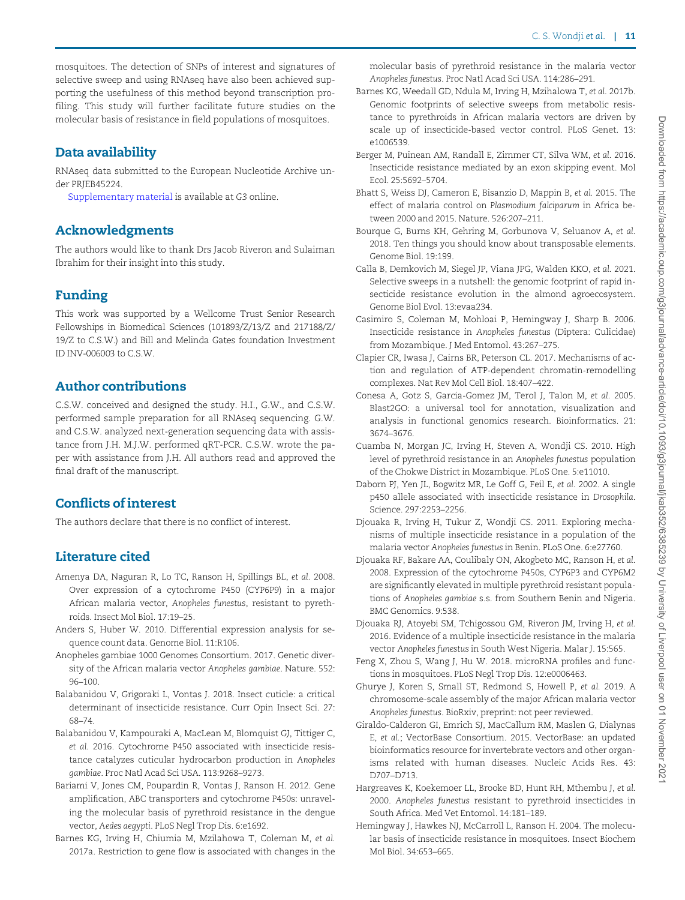mosquitoes. The detection of SNPs of interest and signatures of selective sweep and using RNAseq have also been achieved supporting the usefulness of this method beyond transcription profiling. This study will further facilitate future studies on the molecular basis of resistance in field populations of mosquitoes.

## Data availability

RNAseq data submitted to the European Nucleotide Archive under PRJEB45224.

Supplementary material is available at *G3* online.

## Acknowledgments

The authors would like to thank Drs Jacob Riveron and Sulaiman Ibrahim for their insight into this study.

## Funding

This work was supported by a Wellcome Trust Senior Research Fellowships in Biomedical Sciences (101893/Z/13/Z and 217188/Z/19/Z to C.S.W.) and Bill and Melinda Gates foundation Investment ID INV-006003 to C.S.W.

## Author contributions

C.S.W. conceived and designed the study. H.I., G.W., and C.S.W. performed sample preparation for all RNAseq sequencing. G.W. and C.S.W. analyzed next-generation sequencing data with assistance from J.H. M.J.W. performed qRT-PCR. C.S.W. wrote the paper with assistance from J.H. All authors read and approved the final draft of the manuscript.

## Conflicts of interest

The authors declare that there is no conflict of interest.

## Literature cited

Amenya DA, Naguran R, Lo TC, Ranson H, Spillings BL, *et al.* 2008. Over expression of a cytochrome P450 (CYP6P9) in a major African malaria vector, *Anopheles funestus*, resistant to pyrethroids. Insect Mol Biol. 17:19–25.

Anders S, Huber W. 2010. Differential expression analysis for sequence count data. Genome Biol. 11:R106.

Anopheles gambiae 1000 Genomes Consortium. 2017. Genetic diversity of the African malaria vector *Anopheles gambiae*. Nature. 552:96–100.

Balabanidou V, Grigoraki L, Vontas J. 2018. Insect cuticle: a critical determinant of insecticide resistance. Curr Opin Insect Sci. 27:68–74.

Balabanidou V, Kampouraki A, MacLean M, Blomquist GJ, Tittiger C, *et al.* 2016. Cytochrome P450 associated with insecticide resistance catalyzes cuticular hydrocarbon production in *Anopheles gambiae*. Proc Natl Acad Sci USA. 113:9268–9273.

Bariami V, Jones CM, Poupardin R, Vontas J, Ranson H. 2012. Gene amplification, ABC transporters and cytochrome P450s: unraveling the molecular basis of pyrethroid resistance in the dengue vector, *Aedes aegypti*. PLoS Negl Trop Dis. 6:e1692.

Barnes KG, Irving H, Chiumia M, Mzilahowa T, Coleman M, *et al.* 2017a. Restriction to gene flow is associated with changes in the molecular basis of pyrethroid resistance in the malaria vector *Anopheles funestus*. Proc Natl Acad Sci USA. 114:286–291.

Barnes KG, Weedall GD, Ndula M, Irving H, Mzihalowa T, *et al.* 2017b. Genomic footprints of selective sweeps from metabolic resistance to pyrethroids in African malaria vectors are driven by scale up of insecticide-based vector control. PLoS Genet. 13:e1006539.

Berger M, Puinean AM, Randall E, Zimmer CT, Silva WM, *et al.* 2016. Insecticide resistance mediated by an exon skipping event. Mol Ecol. 25:5692–5704.

Bhatt S, Weiss DJ, Cameron E, Bisanzio D, Mappin B, *et al.* 2015. The effect of malaria control on *Plasmodium falciparum* in Africa between 2000 and 2015. Nature. 526:207–211.

Bourque G, Burns KH, Gehring M, Gorbunova V, Seluanov A, *et al.* 2018. Ten things you should know about transposable elements. Genome Biol. 19:199.

Calla B, Demkovich M, Siegel JP, Viana JPG, Walden KKO, *et al.* 2021. Selective sweeps in a nutshell: the genomic footprint of rapid insecticide resistance evolution in the almond agroecosystem. Genome Biol Evol. 13:evaa234.

Casimiro S, Coleman M, Mohloai P, Hemingway J, Sharp B. 2006. Insecticide resistance in *Anopheles funestus* (Diptera: Culicidae) from Mozambique. J Med Entomol. 43:267–275.

Clapier CR, Iwasa J, Cairns BR, Peterson CL. 2017. Mechanisms of action and regulation of ATP-dependent chromatin-remodelling complexes. Nat Rev Mol Cell Biol. 18:407–422.

Conesa A, Gotz S, Garcia-Gomez JM, Terol J, Talon M, *et al.* 2005. Blast2GO: a universal tool for annotation, visualization and analysis in functional genomics research. Bioinformatics. 21:3674–3676.

Cuamba N, Morgan JC, Irving H, Steven A, Wondji CS. 2010. High level of pyrethroid resistance in an *Anopheles funestus* population of the Chokwe District in Mozambique. PLoS One. 5:e11010.

Daborn PJ, Yen JL, Bogwitz MR, Le Goff G, Feil E, *et al.* 2002. A single p450 allele associated with insecticide resistance in *Drosophila*. Science. 297:2253–2256.

Djouaka R, Irving H, Tukur Z, Wondji CS. 2011. Exploring mechanisms of multiple insecticide resistance in a population of the malaria vector *Anopheles funestus* in Benin. PLoS One. 6:e27760.

Djouaka RF, Bakare AA, Coulibaly ON, Akogbeto MC, Ranson H, *et al.* 2008. Expression of the cytochrome P450s, CYP6P3 and CYP6M2 are significantly elevated in multiple pyrethroid resistant populations of *Anopheles gambiae* s.s. from Southern Benin and Nigeria. BMC Genomics. 9:538.

Djouaka RJ, Atoyebi SM, Tchigossou GM, Riveron JM, Irving H, *et al.* 2016. Evidence of a multiple insecticide resistance in the malaria vector *Anopheles funestus* in South West Nigeria. Malar J. 15:565.

Feng X, Zhou S, Wang J, Hu W. 2018. microRNA profiles and functions in mosquitoes. PLoS Negl Trop Dis. 12:e0006463.

Ghurye J, Koren S, Small ST, Redmond S, Howell P, *et al.* 2019. A chromosome-scale assembly of the major African malaria vector *Anopheles funestus*. BioRxiv, preprint: not peer reviewed.

Giraldo-Calderon GI, Emrich SJ, MacCallum RM, Maslen G, Dialynas E, *et al.*; VectorBase Consortium. 2015. VectorBase: an updated bioinformatics resource for invertebrate vectors and other organisms related with human diseases. Nucleic Acids Res. 43:D707–D713.

Hargreaves K, Koekemoer LL, Brooke BD, Hunt RH, Mthembu J, *et al.* 2000. *Anopheles funestus* resistant to pyrethroid insecticides in South Africa. Med Vet Entomol. 14:181–189.

Hemingway J, Hawkes NJ, McCarroll L, Ranson H. 2004. The molecular basis of insecticide resistance in mosquitoes. Insect Biochem Mol Biol. 34:653–665.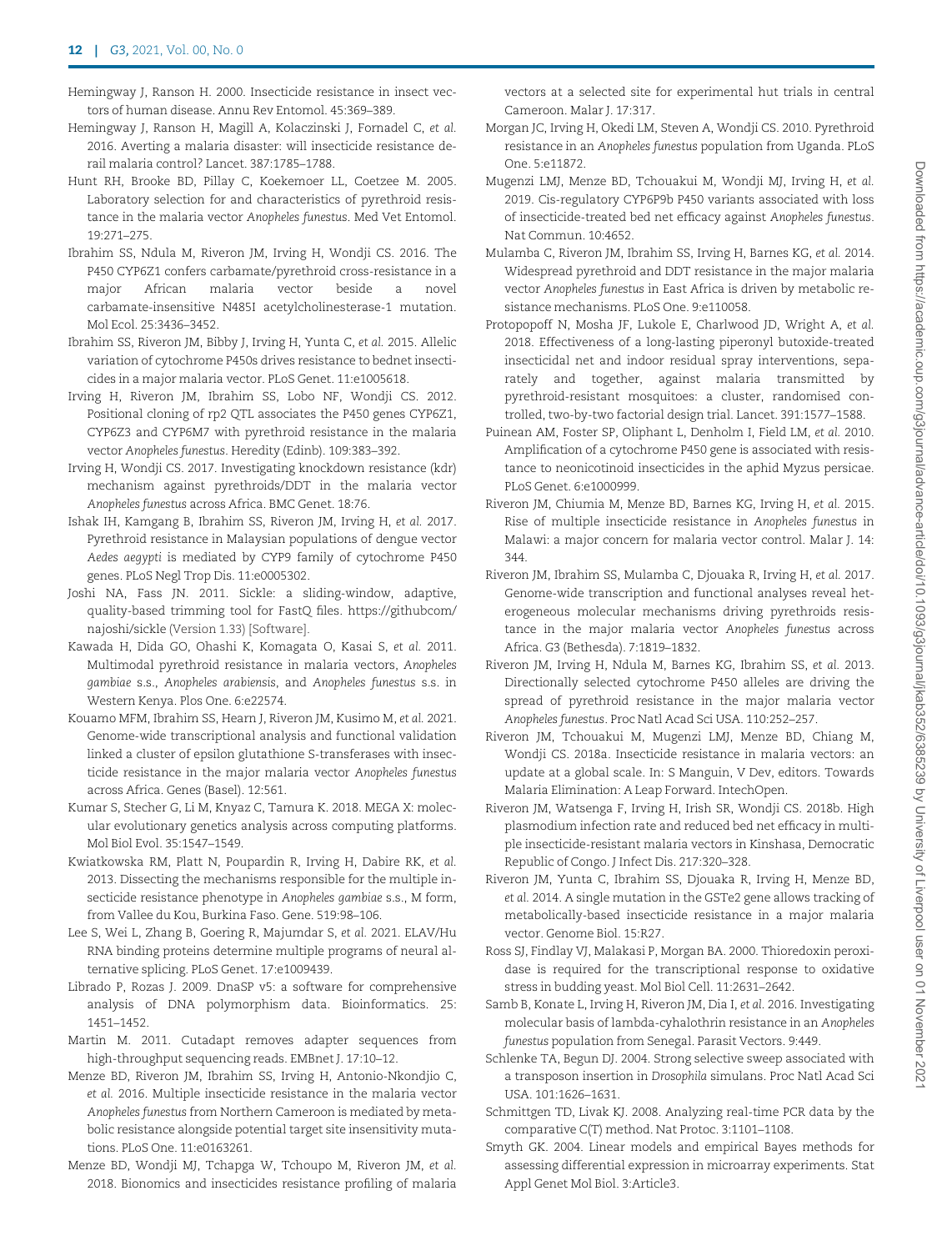Hemingway J, Ranson H. 2000. Insecticide resistance in insect vectors of human disease. Annu Rev Entomol. 45:369–389.

Hemingway J, Ranson H, Magill A, Kolaczinski J, Fornadel C, *et al.* 2016. Averting a malaria disaster: will insecticide resistance derail malaria control? Lancet. 387:1785–1788.

Hunt RH, Brooke BD, Pillay C, Koekemoer LL, Coetzee M. 2005. Laboratory selection for and characteristics of pyrethroid resistance in the malaria vector *Anopheles funestus*. Med Vet Entomol. 19:271–275.

Ibrahim SS, Ndula M, Riveron JM, Irving H, Wondji CS. 2016. The P450 CYP6Z1 confers carbamate/pyrethroid cross-resistance in a major African malaria vector beside a novel carbamate-insensitive N485I acetylcholinesterase-1 mutation. Mol Ecol. 25:3436–3452.

Ibrahim SS, Riveron JM, Bibby J, Irving H, Yunta C, *et al.* 2015. Allelic variation of cytochrome P450s drives resistance to bednet insecticides in a major malaria vector. PLoS Genet. 11:e1005618.

Irving H, Riveron JM, Ibrahim SS, Lobo NF, Wondji CS. 2012. Positional cloning of rp2 QTL associates the P450 genes CYP6Z1, CYP6Z3 and CYP6M7 with pyrethroid resistance in the malaria vector *Anopheles funestus*. Heredity (Edinb). 109:383–392.

Irving H, Wondji CS. 2017. Investigating knockdown resistance (kdr) mechanism against pyrethroids/DDT in the malaria vector *Anopheles funestus* across Africa. BMC Genet. 18:76.

Ishak IH, Kamgang B, Ibrahim SS, Riveron JM, Irving H, *et al.* 2017. Pyrethroid resistance in Malaysian populations of dengue vector *Aedes aegypti* is mediated by CYP9 family of cytochrome P450 genes. PLoS Negl Trop Dis. 11:e0005302.

Joshi NA, Fass JN. 2011. Sickle: a sliding-window, adaptive, quality-based trimming tool for FastQ files. https://githubcom/najoshi/sickle (Version 1.33) [Software].

Kawada H, Dida GO, Ohashi K, Komagata O, Kasai S, *et al.* 2011. Multimodal pyrethroid resistance in malaria vectors, *Anopheles gambiae* s.s., *Anopheles arabiensis*, and *Anopheles funestus* s.s. in Western Kenya. Plos One. 6:e22574.

Kouamo MFM, Ibrahim SS, Hearn J, Riveron JM, Kusimo M, *et al.* 2021. Genome-wide transcriptional analysis and functional validation linked a cluster of epsilon glutathione S-transferases with insecticide resistance in the major malaria vector *Anopheles funestus* across Africa. Genes (Basel). 12:561.

Kumar S, Stecher G, Li M, Knyaz C, Tamura K. 2018. MEGA X: molecular evolutionary genetics analysis across computing platforms. Mol Biol Evol. 35:1547–1549.

Kwiatkowska RM, Platt N, Poupardin R, Irving H, Dabire RK, *et al.* 2013. Dissecting the mechanisms responsible for the multiple insecticide resistance phenotype in *Anopheles gambiae* s.s., M form, from Vallee du Kou, Burkina Faso. Gene. 519:98–106.

Lee S, Wei L, Zhang B, Goering R, Majumdar S, *et al.* 2021. ELAV/Hu RNA binding proteins determine multiple programs of neural alternative splicing. PLoS Genet. 17:e1009439.

Librado P, Rozas J. 2009. DnaSP v5: a software for comprehensive analysis of DNA polymorphism data. Bioinformatics. 25: 1451–1452.

Martin M. 2011. Cutadapt removes adapter sequences from high-throughput sequencing reads. EMBnet J. 17:10–12.

Menze BD, Riveron JM, Ibrahim SS, Irving H, Antonio-Nkondjio C, *et al.* 2016. Multiple insecticide resistance in the malaria vector *Anopheles funestus* from Northern Cameroon is mediated by metabolic resistance alongside potential target site insensitivity mutations. PLoS One. 11:e0163261.

Menze BD, Wondji MJ, Tchapga W, Tchoupo M, Riveron JM, *et al.* 2018. Bionomics and insecticides resistance profiling of malaria vectors at a selected site for experimental hut trials in central Cameroon. Malar J. 17:317.

Morgan JC, Irving H, Okedi LM, Steven A, Wondji CS. 2010. Pyrethroid resistance in an *Anopheles funestus* population from Uganda. PLoS One. 5:e11872.

Mugenzi LMJ, Menze BD, Tchouakui M, Wondji MJ, Irving H, *et al.* 2019. Cis-regulatory CYP6P9b P450 variants associated with loss of insecticide-treated bed net efficacy against *Anopheles funestus*. Nat Commun. 10:4652.

Mulamba C, Riveron JM, Ibrahim SS, Irving H, Barnes KG, *et al.* 2014. Widespread pyrethroid and DDT resistance in the major malaria vector *Anopheles funestus* in East Africa is driven by metabolic resistance mechanisms. PLoS One. 9:e110058.

Protopopoff N, Mosha JF, Lukole E, Charlwood JD, Wright A, *et al.* 2018. Effectiveness of a long-lasting piperonyl butoxide-treated insecticidal net and indoor residual spray interventions, separately and together, against malaria transmitted by pyrethroid-resistant mosquitoes: a cluster, randomised controlled, two-by-two factorial design trial. Lancet. 391:1577–1588.

Puinean AM, Foster SP, Oliphant L, Denholm I, Field LM, *et al.* 2010. Amplification of a cytochrome P450 gene is associated with resistance to neonicotinoid insecticides in the aphid Myzus persicae. PLoS Genet. 6:e1000999.

Riveron JM, Chiumia M, Menze BD, Barnes KG, Irving H, *et al.* 2015. Rise of multiple insecticide resistance in *Anopheles funestus* in Malawi: a major concern for malaria vector control. Malar J. 14: 344.

Riveron JM, Ibrahim SS, Mulamba C, Djouaka R, Irving H, *et al.* 2017. Genome-wide transcription and functional analyses reveal heterogeneous molecular mechanisms driving pyrethroids resistance in the major malaria vector *Anopheles funestus* across Africa. G3 (Bethesda). 7:1819–1832.

Riveron JM, Irving H, Ndula M, Barnes KG, Ibrahim SS, *et al.* 2013. Directionally selected cytochrome P450 alleles are driving the spread of pyrethroid resistance in the major malaria vector *Anopheles funestus*. Proc Natl Acad Sci USA. 110:252–257.

Riveron JM, Tchouakui M, Mugenzi LMJ, Menze BD, Chiang M, Wondji CS. 2018a. Insecticide resistance in malaria vectors: an update at a global scale. In: S Manguin, V Dev, editors. Towards Malaria Elimination: A Leap Forward. IntechOpen.

Riveron JM, Watsenga F, Irving H, Irish SR, Wondji CS. 2018b. High plasmodium infection rate and reduced bed net efficacy in multiple insecticide-resistant malaria vectors in Kinshasa, Democratic Republic of Congo. J Infect Dis. 217:320–328.

Riveron JM, Yunta C, Ibrahim SS, Djouaka R, Irving H, Menze BD, *et al.* 2014. A single mutation in the GSTe2 gene allows tracking of metabolically-based insecticide resistance in a major malaria vector. Genome Biol. 15:R27.

Ross SJ, Findlay VJ, Malakasi P, Morgan BA. 2000. Thioredoxin peroxidase is required for the transcriptional response to oxidative stress in budding yeast. Mol Biol Cell. 11:2631–2642.

Samb B, Konate L, Irving H, Riveron JM, Dia I, *et al.* 2016. Investigating molecular basis of lambda-cyhalothrin resistance in an *Anopheles funestus* population from Senegal. Parasit Vectors. 9:449.

Schlenke TA, Begun DJ. 2004. Strong selective sweep associated with a transposon insertion in *Drosophila* simulans. Proc Natl Acad Sci USA. 101:1626–1631.

Schmittgen TD, Livak KJ. 2008. Analyzing real-time PCR data by the comparative C(T) method. Nat Protoc. 3:1101–1108.

Smyth GK. 2004. Linear models and empirical Bayes methods for assessing differential expression in microarray experiments. Stat Appl Genet Mol Biol. 3:Article3.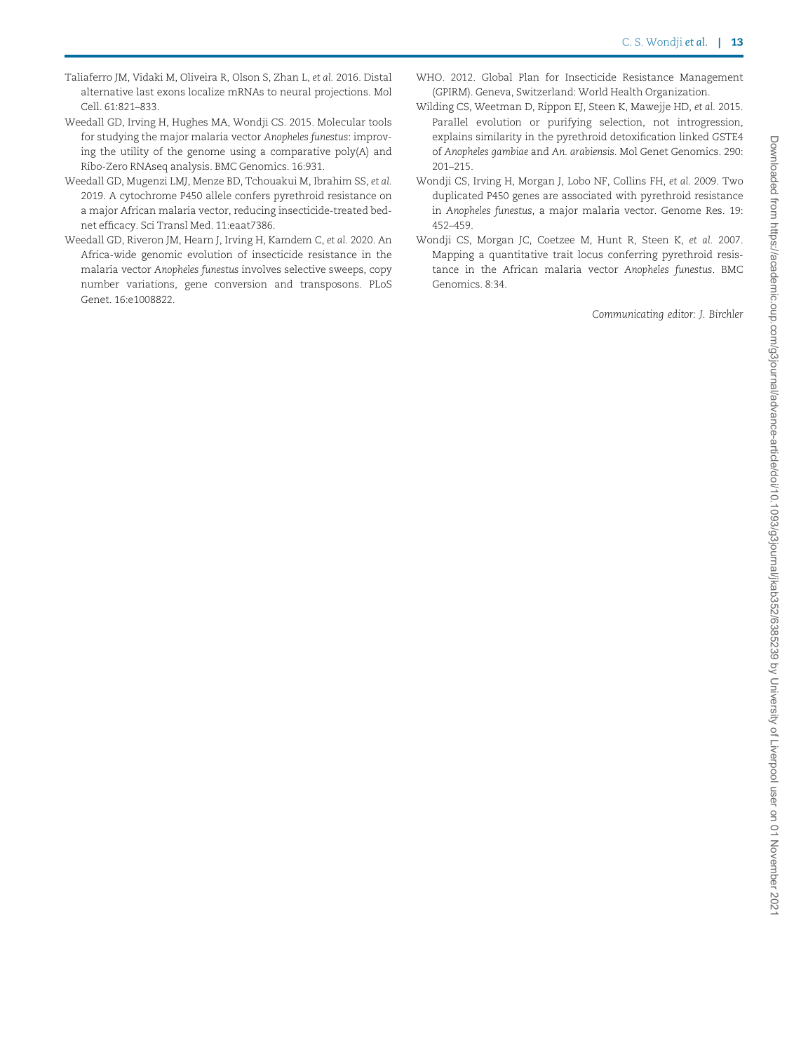Taliaferro JM, Vidaki M, Oliveira R, Olson S, Zhan L, *et al.* 2016. Distal alternative last exons localize mRNAs to neural projections. Mol Cell. 61:821–833.

Weedall GD, Irving H, Hughes MA, Wondji CS. 2015. Molecular tools for studying the major malaria vector *Anopheles funestus*: improving the utility of the genome using a comparative poly(A) and Ribo-Zero RNAseq analysis. BMC Genomics. 16:931.

Weedall GD, Mugenzi LMJ, Menze BD, Tchouakui M, Ibrahim SS, *et al.* 2019. A cytochrome P450 allele confers pyrethroid resistance on a major African malaria vector, reducing insecticide-treated bednet efficacy. Sci Transl Med. 11:eaat7386.

Weedall GD, Riveron JM, Hearn J, Irving H, Kamdem C, *et al.* 2020. An Africa-wide genomic evolution of insecticide resistance in the malaria vector *Anopheles funestus* involves selective sweeps, copy number variations, gene conversion and transposons. PLoS Genet. 16:e1008822.

WHO. 2012. Global Plan for Insecticide Resistance Management (GPIRM). Geneva, Switzerland: World Health Organization.

Wilding CS, Weetman D, Rippon EJ, Steen K, Mawejje HD, *et al.* 2015. Parallel evolution or purifying selection, not introgression, explains similarity in the pyrethroid detoxification linked GSTE4 of *Anopheles gambiae* and *An. arabiensis*. Mol Genet Genomics. 290: 201–215.

Wondji CS, Irving H, Morgan J, Lobo NF, Collins FH, *et al.* 2009. Two duplicated P450 genes are associated with pyrethroid resistance in *Anopheles funestus*, a major malaria vector. Genome Res. 19: 452–459.

Wondji CS, Morgan JC, Coetzee M, Hunt R, Steen K, *et al.* 2007. Mapping a quantitative trait locus conferring pyrethroid resistance in the African malaria vector *Anopheles funestus*. BMC Genomics. 8:34.

*Communicating editor: J. Birchler*